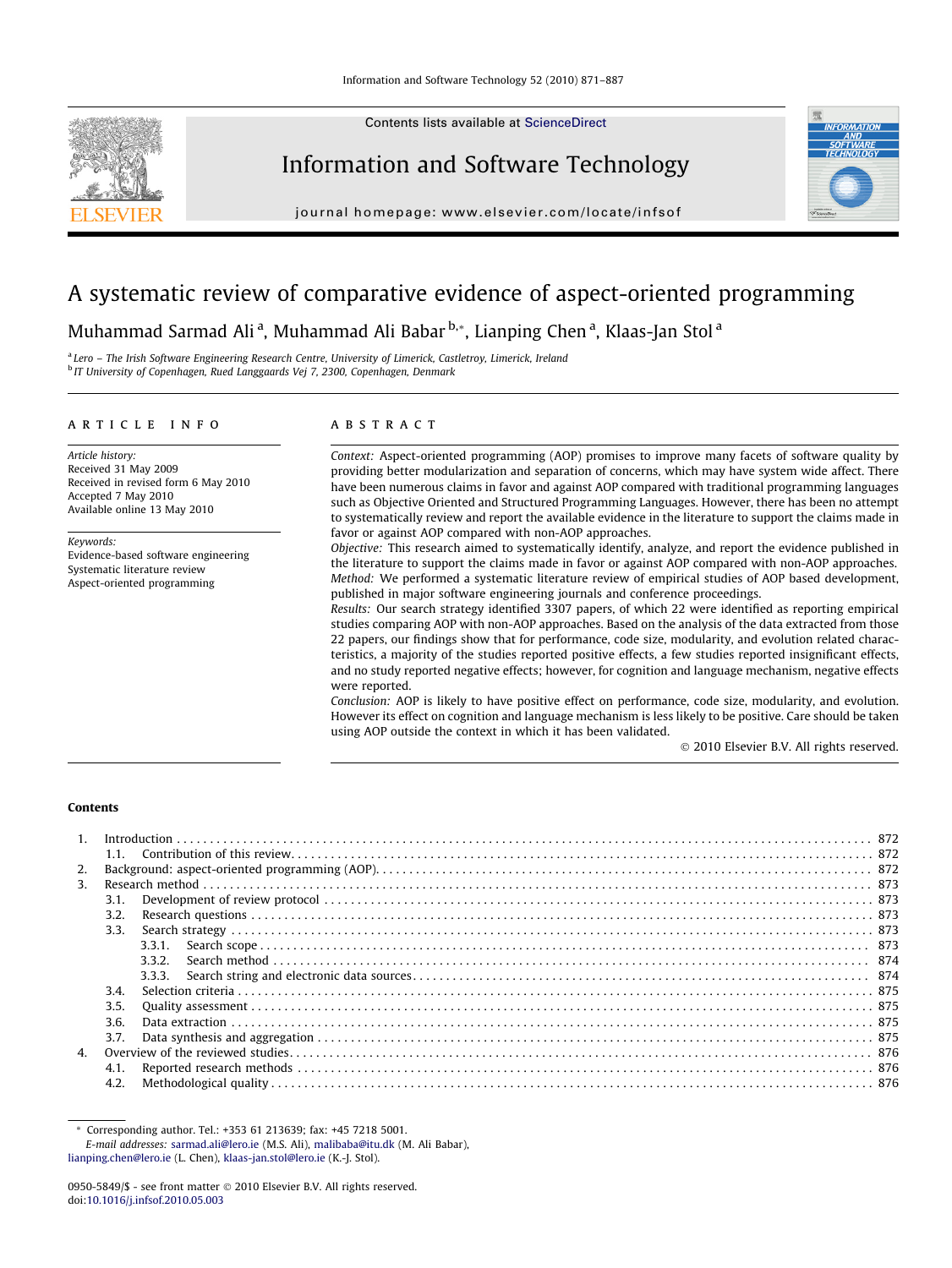Contents lists available at ScienceDirect

# Information and Software Technology

journal homepage: www.elsevier.com/locate/infsof

# A systematic review of comparative evidence of aspect-oriented programming

Muhammad Sarmad Ali [a], Muhammad Ali Babar [b,*], Lianping Chen [a], Klaas-Jan Stol [a]

[a] Lero – The Irish Software Engineering Research Centre, University of Limerick, Castletroy, Limerick, Ireland
[b] IT University of Copenhagen, Rued Langgaards Vej 7, 2300, Copenhagen, Denmark

## ARTICLE INFO

*Article history:*
Received 31 May 2009
Received in revised form 6 May 2010
Accepted 7 May 2010
Available online 13 May 2010

*Keywords:*
Evidence-based software engineering
Systematic literature review
Aspect-oriented programming

## ABSTRACT

*Context:* Aspect-oriented programming (AOP) promises to improve many facets of software quality by providing better modularization and separation of concerns, which may have system wide affect. There have been numerous claims in favor and against AOP compared with traditional programming languages such as Objective Oriented and Structured Programming Languages. However, there has been no attempt to systematically review and report the available evidence in the literature to support the claims made in favor or against AOP compared with non-AOP approaches.

*Objective:* This research aimed to systematically identify, analyze, and report the evidence published in the literature to support the claims made in favor or against AOP compared with non-AOP approaches.

*Method:* We performed a systematic literature review of empirical studies of AOP based development, published in major software engineering journals and conference proceedings.

*Results:* Our search strategy identified 3307 papers, of which 22 were identified as reporting empirical studies comparing AOP with non-AOP approaches. Based on the analysis of the data extracted from those 22 papers, our findings show that for performance, code size, modularity, and evolution related characteristics, a majority of the studies reported positive effects, a few studies reported insignificant effects, and no study reported negative effects; however, for cognition and language mechanism, negative effects were reported.

*Conclusion:* AOP is likely to have positive effect on performance, code size, modularity, and evolution. However its effect on cognition and language mechanism is less likely to be positive. Care should be taken using AOP outside the context in which it has been validated.

© 2010 Elsevier B.V. All rights reserved.

## Contents

1. Introduction . . . 872
   1.1. Contribution of this review . . . 872
2. Background: aspect-oriented programming (AOP) . . . 872
3. Research method . . . 873
   3.1. Development of review protocol . . . 873
   3.2. Research questions . . . 873
   3.3. Search strategy . . . 873
      3.3.1. Search scope . . . 873
      3.3.2. Search method . . . 874
      3.3.3. Search string and electronic data sources . . . 874
   3.4. Selection criteria . . . 875
   3.5. Quality assessment . . . 875
   3.6. Data extraction . . . 875
   3.7. Data synthesis and aggregation . . . 875
4. Overview of the reviewed studies . . . 876
   4.1. Reported research methods . . . 876
   4.2. Methodological quality . . . 876

* Corresponding author. Tel.: +353 61 213639; fax: +45 7218 5001.
*E-mail addresses:* sarmad.ali@lero.ie (M.S. Ali), malibaba@itu.dk (M. Ali Babar), lianping.chen@lero.ie (L. Chen), klaas-jan.stol@lero.ie (K.-J. Stol).

0950-5849/$ - see front matter © 2010 Elsevier B.V. All rights reserved.
doi:10.1016/j.infsof.2010.05.003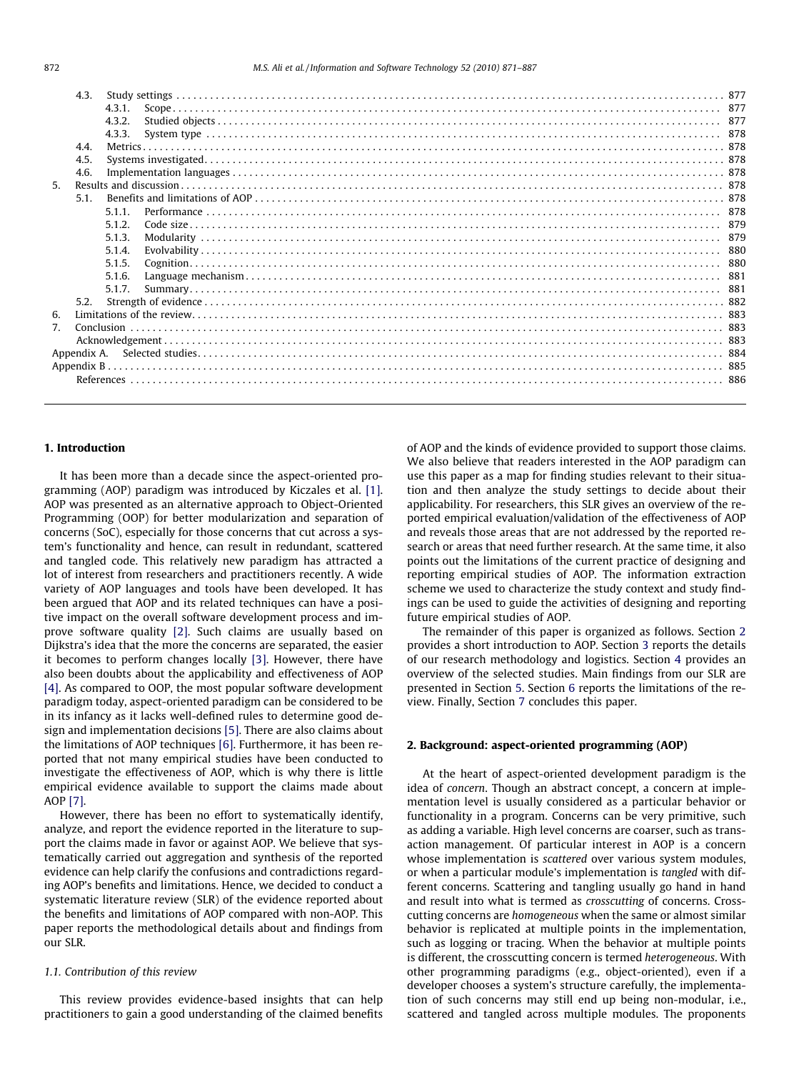4.3. Study settings . . . . . . . . . . . . . . . . . . . . . . . . . . . . . . . . . . . . . . . . . . . . . . . . . . . . . . . . . . . . . . 877
- 4.3.1. Scope . . . . . . . . . . . . . . . . . . . . . . . . . . . . . . . . . . . . . . . . . . . . . . . . . . . . . . . . . . . . . . 877
- 4.3.2. Studied objects . . . . . . . . . . . . . . . . . . . . . . . . . . . . . . . . . . . . . . . . . . . . . . . . . . . . . 877
- 4.3.3. System type . . . . . . . . . . . . . . . . . . . . . . . . . . . . . . . . . . . . . . . . . . . . . . . . . . . . . . 878

4.4. Metrics . . . . . . . . . . . . . . . . . . . . . . . . . . . . . . . . . . . . . . . . . . . . . . . . . . . . . . . . . . . . . . 878
4.5. Systems investigated . . . . . . . . . . . . . . . . . . . . . . . . . . . . . . . . . . . . . . . . . . . . . . . . . . . . 878
4.6. Implementation languages . . . . . . . . . . . . . . . . . . . . . . . . . . . . . . . . . . . . . . . . . . . . . . . . 878

5. Results and discussion . . . . . . . . . . . . . . . . . . . . . . . . . . . . . . . . . . . . . . . . . . . . . . . . . . . . 878

5.1. Benefits and limitations of AOP . . . . . . . . . . . . . . . . . . . . . . . . . . . . . . . . . . . . . . . . . . . . 878
- 5.1.1. Performance . . . . . . . . . . . . . . . . . . . . . . . . . . . . . . . . . . . . . . . . . . . . . . . . . . . . . . 878
- 5.1.2. Code size . . . . . . . . . . . . . . . . . . . . . . . . . . . . . . . . . . . . . . . . . . . . . . . . . . . . . . . . 879
- 5.1.3. Modularity . . . . . . . . . . . . . . . . . . . . . . . . . . . . . . . . . . . . . . . . . . . . . . . . . . . . . . . 879
- 5.1.4. Evolvability . . . . . . . . . . . . . . . . . . . . . . . . . . . . . . . . . . . . . . . . . . . . . . . . . . . . . . 880
- 5.1.5. Cognition . . . . . . . . . . . . . . . . . . . . . . . . . . . . . . . . . . . . . . . . . . . . . . . . . . . . . . . . 880
- 5.1.6. Language mechanism . . . . . . . . . . . . . . . . . . . . . . . . . . . . . . . . . . . . . . . . . . . . . . . . 881
- 5.1.7. Summary . . . . . . . . . . . . . . . . . . . . . . . . . . . . . . . . . . . . . . . . . . . . . . . . . . . . . . . . 881

5.2. Strength of evidence . . . . . . . . . . . . . . . . . . . . . . . . . . . . . . . . . . . . . . . . . . . . . . . . . . . . 882

6. Limitations of the review . . . . . . . . . . . . . . . . . . . . . . . . . . . . . . . . . . . . . . . . . . . . . . . . . . . 883
7. Conclusion . . . . . . . . . . . . . . . . . . . . . . . . . . . . . . . . . . . . . . . . . . . . . . . . . . . . . . . . . . . . 883

Acknowledgement . . . . . . . . . . . . . . . . . . . . . . . . . . . . . . . . . . . . . . . . . . . . . . . . . . . . . . . . . 883
Appendix A. Selected studies . . . . . . . . . . . . . . . . . . . . . . . . . . . . . . . . . . . . . . . . . . . . . . . . . . 884
Appendix B . . . . . . . . . . . . . . . . . . . . . . . . . . . . . . . . . . . . . . . . . . . . . . . . . . . . . . . . . . . . . . 885
References . . . . . . . . . . . . . . . . . . . . . . . . . . . . . . . . . . . . . . . . . . . . . . . . . . . . . . . . . . . . . . 886

## 1. Introduction

It has been more than a decade since the aspect-oriented programming (AOP) paradigm was introduced by Kiczales et al. [1]. AOP was presented as an alternative approach to Object-Oriented Programming (OOP) for better modularization and separation of concerns (SoC), especially for those concerns that cut across a system's functionality and hence, can result in redundant, scattered and tangled code. This relatively new paradigm has attracted a lot of interest from researchers and practitioners recently. A wide variety of AOP languages and tools have been developed. It has been argued that AOP and its related techniques can have a positive impact on the overall software development process and improve software quality [2]. Such claims are usually based on Dijkstra's idea that the more the concerns are separated, the easier it becomes to perform changes locally [3]. However, there have also been doubts about the applicability and effectiveness of AOP [4]. As compared to OOP, the most popular software development paradigm today, aspect-oriented paradigm can be considered to be in its infancy as it lacks well-defined rules to determine good design and implementation decisions [5]. There are also claims about the limitations of AOP techniques [6]. Furthermore, it has been reported that not many empirical studies have been conducted to investigate the effectiveness of AOP, which is why there is little empirical evidence available to support the claims made about AOP [7].

However, there has been no effort to systematically identify, analyze, and report the evidence reported in the literature to support the claims made in favor or against AOP. We believe that systematically carried out aggregation and synthesis of the reported evidence can help clarify the confusions and contradictions regarding AOP's benefits and limitations. Hence, we decided to conduct a systematic literature review (SLR) of the evidence reported about the benefits and limitations of AOP compared with non-AOP. This paper reports the methodological details about and findings from our SLR.

### 1.1. Contribution of this review

This review provides evidence-based insights that can help practitioners to gain a good understanding of the claimed benefits of AOP and the kinds of evidence provided to support those claims. We also believe that readers interested in the AOP paradigm can use this paper as a map for finding studies relevant to their situation and then analyze the study settings to decide about their applicability. For researchers, this SLR gives an overview of the reported empirical evaluation/validation of the effectiveness of AOP and reveals those areas that are not addressed by the reported research or areas that need further research. At the same time, it also points out the limitations of the current practice of designing and reporting empirical studies of AOP. The information extraction scheme we used to characterize the study context and study findings can be used to guide the activities of designing and reporting future empirical studies of AOP.

The remainder of this paper is organized as follows. Section 2 provides a short introduction to AOP. Section 3 reports the details of our research methodology and logistics. Section 4 provides an overview of the selected studies. Main findings from our SLR are presented in Section 5. Section 6 reports the limitations of the review. Finally, Section 7 concludes this paper.

## 2. Background: aspect-oriented programming (AOP)

At the heart of aspect-oriented development paradigm is the idea of *concern*. Though an abstract concept, a concern at implementation level is usually considered as a particular behavior or functionality in a program. Concerns can be very primitive, such as adding a variable. High level concerns are coarser, such as transaction management. Of particular interest in AOP is a concern whose implementation is *scattered* over various system modules, or when a particular module's implementation is *tangled* with different concerns. Scattering and tangling usually go hand in hand and result into what is termed as *crosscutting* of concerns. Crosscutting concerns are *homogeneous* when the same or almost similar behavior is replicated at multiple points in the implementation, such as logging or tracing. When the behavior at multiple points is different, the crosscutting concern is termed *heterogeneous*. With other programming paradigms (e.g., object-oriented), even if a developer chooses a system's structure carefully, the implementation of such concerns may still end up being non-modular, i.e., scattered and tangled across multiple modules. The proponents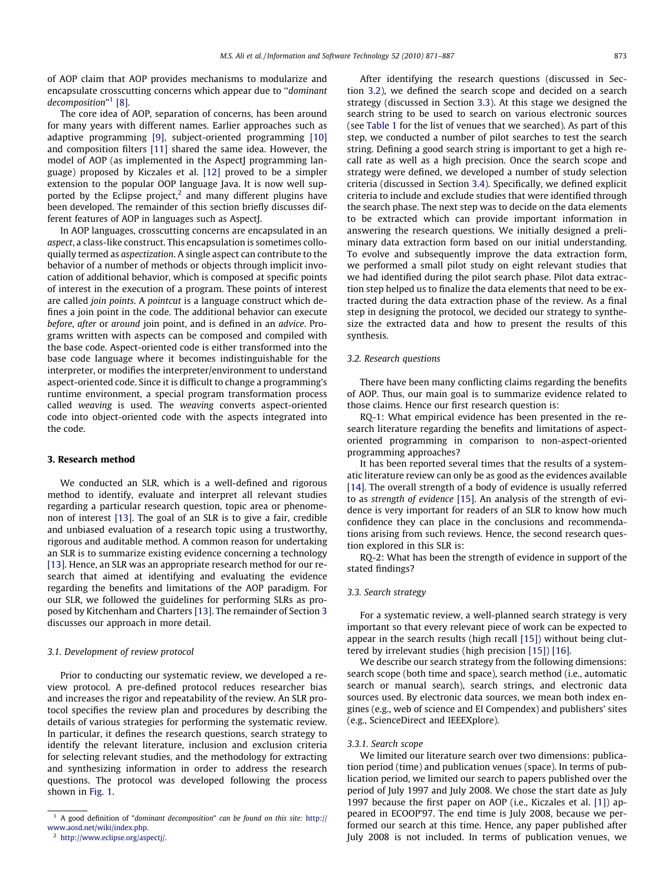of AOP claim that AOP provides mechanisms to modularize and encapsulate crosscutting concerns which appear due to "*dominant decomposition*"[1] [8].

The core idea of AOP, separation of concerns, has been around for many years with different names. Earlier approaches such as adaptive programming [9], subject-oriented programming [10] and composition filters [11] shared the same idea. However, the model of AOP (as implemented in the AspectJ programming language) proposed by Kiczales et al. [12] proved to be a simpler extension to the popular OOP language Java. It is now well supported by the Eclipse project,[2] and many different plugins have been developed. The remainder of this section briefly discusses different features of AOP in languages such as AspectJ.

In AOP languages, crosscutting concerns are encapsulated in an *aspect*, a class-like construct. This encapsulation is sometimes colloquially termed as *aspectization*. A single aspect can contribute to the behavior of a number of methods or objects through implicit invocation of additional behavior, which is composed at specific points of interest in the execution of a program. These points of interest are called *join points*. A *pointcut* is a language construct which defines a join point in the code. The additional behavior can execute *before*, *after* or *around* join point, and is defined in an *advice*. Programs written with aspects can be composed and compiled with the base code. Aspect-oriented code is either transformed into the base code language where it becomes indistinguishable for the interpreter, or modifies the interpreter/environment to understand aspect-oriented code. Since it is difficult to change a programming's runtime environment, a special program transformation process called *weaving* is used. The *weaving* converts aspect-oriented code into object-oriented code with the aspects integrated into the code.

## 3. Research method

We conducted an SLR, which is a well-defined and rigorous method to identify, evaluate and interpret all relevant studies regarding a particular research question, topic area or phenomenon of interest [13]. The goal of an SLR is to give a fair, credible and unbiased evaluation of a research topic using a trustworthy, rigorous and auditable method. A common reason for undertaking an SLR is to summarize existing evidence concerning a technology [13]. Hence, an SLR was an appropriate research method for our research that aimed at identifying and evaluating the evidence regarding the benefits and limitations of the AOP paradigm. For our SLR, we followed the guidelines for performing SLRs as proposed by Kitchenham and Charters [13]. The remainder of Section 3 discusses our approach in more detail.

### 3.1. Development of review protocol

Prior to conducting our systematic review, we developed a review protocol. A pre-defined protocol reduces researcher bias and increases the rigor and repeatability of the review. An SLR protocol specifies the review plan and procedures by describing the details of various strategies for performing the systematic review. In particular, it defines the research questions, search strategy to identify the relevant literature, inclusion and exclusion criteria for selecting relevant studies, and the methodology for extracting and synthesizing information in order to address the research questions. The protocol was developed following the process shown in Fig. 1.

After identifying the research questions (discussed in Section 3.2), we defined the search scope and decided on a search strategy (discussed in Section 3.3). At this stage we designed the search string to be used to search on various electronic sources (see Table 1 for the list of venues that we searched). As part of this step, we conducted a number of pilot searches to test the search string. Defining a good search string is important to get a high recall rate as well as a high precision. Once the search scope and strategy were defined, we developed a number of study selection criteria (discussed in Section 3.4). Specifically, we defined explicit criteria to include and exclude studies that were identified through the search phase. The next step was to decide on the data elements to be extracted which can provide important information in answering the research questions. We initially designed a preliminary data extraction form based on our initial understanding. To evolve and subsequently improve the data extraction form, we performed a small pilot study on eight relevant studies that we had identified during the pilot search phase. Pilot data extraction step helped us to finalize the data elements that need to be extracted during the data extraction phase of the review. As a final step in designing the protocol, we decided our strategy to synthesize the extracted data and how to present the results of this synthesis.

### 3.2. Research questions

There have been many conflicting claims regarding the benefits of AOP. Thus, our main goal is to summarize evidence related to those claims. Hence our first research question is:

RQ-1: What empirical evidence has been presented in the research literature regarding the benefits and limitations of aspect-oriented programming in comparison to non-aspect-oriented programming approaches?

It has been reported several times that the results of a systematic literature review can only be as good as the evidences available [14]. The overall strength of a body of evidence is usually referred to as *strength of evidence* [15]. An analysis of the strength of evidence is very important for readers of an SLR to know how much confidence they can place in the conclusions and recommendations arising from such reviews. Hence, the second research question explored in this SLR is:

RQ-2: What has been the strength of evidence in support of the stated findings?

### 3.3. Search strategy

For a systematic review, a well-planned search strategy is very important so that every relevant piece of work can be expected to appear in the search results (high recall [15]) without being cluttered by irrelevant studies (high precision [15]) [16].

We describe our search strategy from the following dimensions: search scope (both time and space), search method (i.e., automatic search or manual search), search strings, and electronic data sources used. By electronic data sources, we mean both index engines (e.g., web of science and EI Compendex) and publishers' sites (e.g., ScienceDirect and IEEEXplore).

#### 3.3.1. Search scope

We limited our literature search over two dimensions: publication period (time) and publication venues (space). In terms of publication period, we limited our search to papers published over the period of July 1997 and July 2008. We chose the start date as July 1997 because the first paper on AOP (i.e., Kiczales et al. [1]) appeared in ECOOP'97. The end time is July 2008, because we performed our search at this time. Hence, any paper published after July 2008 is not included. In terms of publication venues, we

[1] A good definition of "*dominant decomposition*" can be found on this site: http://www.aosd.net/wiki/index.php.

[2] http://www.eclipse.org/aspectj/.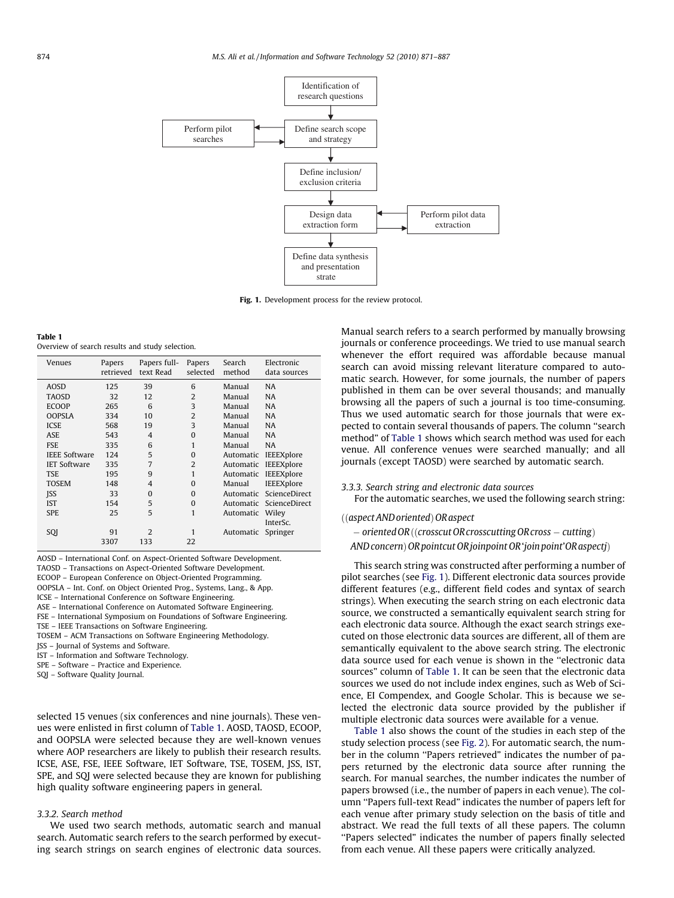Identification of research questions

Define search scope and strategy

Perform pilot searches

Define inclusion/ exclusion criteria

Design data extraction form

Perform pilot data extraction

Define data synthesis and presentation strate

**Fig. 1.** Development process for the review protocol.

**Table 1**
Overview of search results and study selection.

| Venues | Papers retrieved | Papers full-text Read | Papers selected | Search method | Electronic data sources |
|---|---|---|---|---|---|
| AOSD | 125 | 39 | 6 | Manual | NA |
| TAOSD | 32 | 12 | 2 | Manual | NA |
| ECOOP | 265 | 6 | 3 | Manual | NA |
| OOPSLA | 334 | 10 | 2 | Manual | NA |
| ICSE | 568 | 19 | 3 | Manual | NA |
| ASE | 543 | 4 | 0 | Manual | NA |
| FSE | 335 | 6 | 1 | Manual | NA |
| IEEE Software | 124 | 5 | 0 | Automatic | IEEEXplore |
| IET Software | 335 | 7 | 2 | Automatic | IEEEXplore |
| TSE | 195 | 9 | 1 | Automatic | IEEEXplore |
| TOSEM | 148 | 4 | 0 | Manual | IEEEXplore |
| JSS | 33 | 0 | 0 | Automatic | ScienceDirect |
| IST | 154 | 5 | 0 | Automatic | ScienceDirect |
| SPE | 25 | 5 | 1 | Automatic | Wiley InterSc. |
| SQJ | 91 | 2 | 1 | Automatic | Springer |
| | 3307 | 133 | 22 | | |

AOSD – International Conf. on Aspect-Oriented Software Development.
TAOSD – Transactions on Aspect-Oriented Software Development.
ECOOP – European Conference on Object-Oriented Programming.
OOPSLA – Int. Conf. on Object Oriented Prog., Systems, Lang., & App.
ICSE – International Conference on Software Engineering.
ASE – International Conference on Automated Software Engineering.
FSE – International Symposium on Foundations of Software Engineering.
TSE – IEEE Transactions on Software Engineering.
TOSEM – ACM Transactions on Software Engineering Methodology.
JSS – Journal of Systems and Software.
IST – Information and Software Technology.
SPE – Software – Practice and Experience.
SQJ – Software Quality Journal.

selected 15 venues (six conferences and nine journals). These venues were enlisted in first column of Table 1. AOSD, TAOSD, ECOOP, and OOPSLA were selected because they are well-known venues where AOP researchers are likely to publish their research results. ICSE, ASE, FSE, IEEE Software, IET Software, TSE, TOSEM, JSS, IST, SPE, and SQJ were selected because they are known for publishing high quality software engineering papers in general.

### 3.3.2. Search method

We used two search methods, automatic search and manual search. Automatic search refers to the search performed by executing search strings on search engines of electronic data sources. Manual search refers to a search performed by manually browsing journals or conference proceedings. We tried to use manual search whenever the effort required was affordable because manual search can avoid missing relevant literature compared to automatic search. However, for some journals, the number of papers published in them can be over several thousands; and manually browsing all the papers of such a journal is too time-consuming. Thus we used automatic search for those journals that were expected to contain several thousands of papers. The column "search method" of Table 1 shows which search method was used for each venue. All conference venues were searched manually; and all journals (except TAOSD) were searched by automatic search.

### 3.3.3. Search string and electronic data sources

For the automatic searches, we used the following search string:

$$((aspect\ AND\ oriented)\ OR\ aspect - oriented\ OR\ ((crosscut\ OR\ crosscutting\ OR\ cross - cutting)\ AND\ concern)\ OR\ pointcut\ OR\ joinpoint\ OR\ \text{'join point'}\ OR\ aspectj)$$

This search string was constructed after performing a number of pilot searches (see Fig. 1). Different electronic data sources provide different features (e.g., different field codes and syntax of search strings). When executing the search string on each electronic data source, we constructed a semantically equivalent search string for each electronic data source. Although the exact search strings executed on those electronic data sources are different, all of them are semantically equivalent to the above search string. The electronic data source used for each venue is shown in the "electronic data sources" column of Table 1. It can be seen that the electronic data sources we used do not include index engines, such as Web of Science, EI Compendex, and Google Scholar. This is because we selected the electronic data source provided by the publisher if multiple electronic data sources were available for a venue.

Table 1 also shows the count of the studies in each step of the study selection process (see Fig. 2). For automatic search, the number in the column "Papers retrieved" indicates the number of papers returned by the electronic data source after running the search. For manual searches, the number indicates the number of papers browsed (i.e., the number of papers in each venue). The column "Papers full-text Read" indicates the number of papers left for each venue after primary study selection on the basis of title and abstract. We read the full texts of all these papers. The column "Papers selected" indicates the number of papers finally selected from each venue. All these papers were critically analyzed.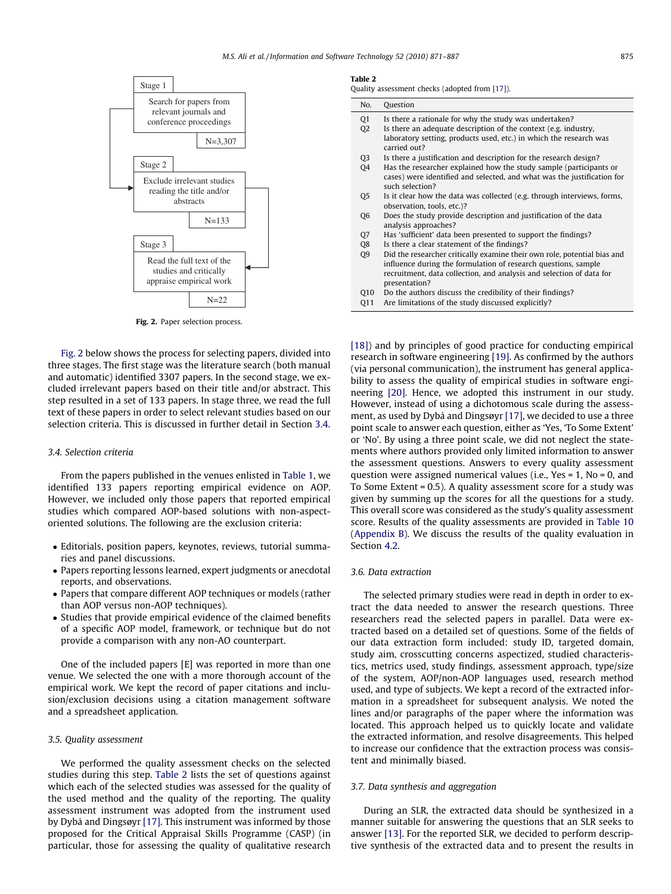Stage 1

Search for papers from relevant journals and conference proceedings

N=3,307

Stage 2

Exclude irrelevant studies reading the title and/or abstracts

N=133

Stage 3

Read the full text of the studies and critically appraise empirical work

N=22

**Fig. 2.** Paper selection process.

Fig. 2 below shows the process for selecting papers, divided into three stages. The first stage was the literature search (both manual and automatic) identified 3307 papers. In the second stage, we excluded irrelevant papers based on their title and/or abstract. This step resulted in a set of 133 papers. In stage three, we read the full text of these papers in order to select relevant studies based on our selection criteria. This is discussed in further detail in Section 3.4.

### 3.4. Selection criteria

From the papers published in the venues enlisted in Table 1, we identified 133 papers reporting empirical evidence on AOP. However, we included only those papers that reported empirical studies which compared AOP-based solutions with non-aspect-oriented solutions. The following are the exclusion criteria:

- Editorials, position papers, keynotes, reviews, tutorial summaries and panel discussions.
- Papers reporting lessons learned, expert judgments or anecdotal reports, and observations.
- Papers that compare different AOP techniques or models (rather than AOP versus non-AOP techniques).
- Studies that provide empirical evidence of the claimed benefits of a specific AOP model, framework, or technique but do not provide a comparison with any non-AO counterpart.

One of the included papers [E] was reported in more than one venue. We selected the one with a more thorough account of the empirical work. We kept the record of paper citations and inclusion/exclusion decisions using a citation management software and a spreadsheet application.

### 3.5. Quality assessment

We performed the quality assessment checks on the selected studies during this step. Table 2 lists the set of questions against which each of the selected studies was assessed for the quality of the used method and the quality of the reporting. The quality assessment instrument was adopted from the instrument used by Dybå and Dingsøyr [17]. This instrument was informed by those proposed for the Critical Appraisal Skills Programme (CASP) (in particular, those for assessing the quality of qualitative research [18]) and by principles of good practice for conducting empirical research in software engineering [19]. As confirmed by the authors (via personal communication), the instrument has general applicability to assess the quality of empirical studies in software engineering [20]. Hence, we adopted this instrument in our study. However, instead of using a dichotomous scale during the assessment, as used by Dybå and Dingsøyr [17], we decided to use a three point scale to answer each question, either as 'Yes, 'To Some Extent' or 'No'. By using a three point scale, we did not neglect the statements where authors provided only limited information to answer the assessment questions. Answers to every quality assessment question were assigned numerical values (i.e., Yes = 1, No = 0, and To Some Extent = 0.5). A quality assessment score for a study was given by summing up the scores for all the questions for a study. This overall score was considered as the study's quality assessment score. Results of the quality assessments are provided in Table 10 (Appendix B). We discuss the results of the quality evaluation in Section 4.2.

**Table 2**
Quality assessment checks (adopted from [17]).

| No. | Question |
|---|---|
| Q1 | Is there a rationale for why the study was undertaken? |
| Q2 | Is there an adequate description of the context (e.g. industry, laboratory setting, products used, etc.) in which the research was carried out? |
| Q3 | Is there a justification and description for the research design? |
| Q4 | Has the researcher explained how the study sample (participants or cases) were identified and selected, and what was the justification for such selection? |
| Q5 | Is it clear how the data was collected (e.g. through interviews, forms, observation, tools, etc.)? |
| Q6 | Does the study provide description and justification of the data analysis approaches? |
| Q7 | Has 'sufficient' data been presented to support the findings? |
| Q8 | Is there a clear statement of the findings? |
| Q9 | Did the researcher critically examine their own role, potential bias and influence during the formulation of research questions, sample recruitment, data collection, and analysis and selection of data for presentation? |
| Q10 | Do the authors discuss the credibility of their findings? |
| Q11 | Are limitations of the study discussed explicitly? |

### 3.6. Data extraction

The selected primary studies were read in depth in order to extract the data needed to answer the research questions. Three researchers read the selected papers in parallel. Data were extracted based on a detailed set of questions. Some of the fields of our data extraction form included: study ID, targeted domain, study aim, crosscutting concerns aspectized, studied characteristics, metrics used, study findings, assessment approach, type/size of the system, AOP/non-AOP languages used, research method used, and type of subjects. We kept a record of the extracted information in a spreadsheet for subsequent analysis. We noted the lines and/or paragraphs of the paper where the information was located. This approach helped us to quickly locate and validate the extracted information, and resolve disagreements. This helped to increase our confidence that the extraction process was consistent and minimally biased.

### 3.7. Data synthesis and aggregation

During an SLR, the extracted data should be synthesized in a manner suitable for answering the questions that an SLR seeks to answer [13]. For the reported SLR, we decided to perform descriptive synthesis of the extracted data and to present the results in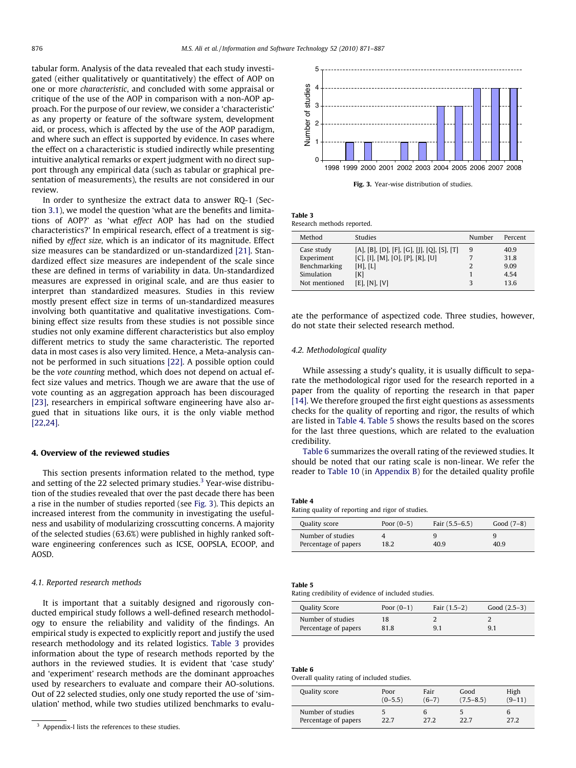tabular form. Analysis of the data revealed that each study investigated (either qualitatively or quantitatively) the effect of AOP on one or more *characteristic*, and concluded with some appraisal or critique of the use of the AOP in comparison with a non-AOP approach. For the purpose of our review, we consider a 'characteristic' as any property or feature of the software system, development aid, or process, which is affected by the use of the AOP paradigm, and where such an effect is supported by evidence. In cases where the effect on a characteristic is studied indirectly while presenting intuitive analytical remarks or expert judgment with no direct support through any empirical data (such as tabular or graphical presentation of measurements), the results are not considered in our review.

In order to synthesize the extract data to answer RQ-1 (Section 3.1), we model the question 'what are the benefits and limitations of AOP?' as 'what *effect* AOP has had on the studied characteristics?' In empirical research, effect of a treatment is signified by *effect size*, which is an indicator of its magnitude. Effect size measures can be standardized or un-standardized [21]. Standardized effect size measures are independent of the scale since these are defined in terms of variability in data. Un-standardized measures are expressed in original scale, and are thus easier to interpret than standardized measures. Studies in this review mostly present effect size in terms of un-standardized measures involving both quantitative and qualitative investigations. Combining effect size results from these studies is not possible since studies not only examine different characteristics but also employ different metrics to study the same characteristic. The reported data in most cases is also very limited. Hence, a Meta-analysis cannot be performed in such situations [22]. A possible option could be the *vote counting* method, which does not depend on actual effect size values and metrics. Though we are aware that the use of vote counting as an aggregation approach has been discouraged [23], researchers in empirical software engineering have also argued that in situations like ours, it is the only viable method [22,24].

## 4. Overview of the reviewed studies

This section presents information related to the method, type and setting of the 22 selected primary studies.[3] Year-wise distribution of the studies revealed that over the past decade there has been a rise in the number of studies reported (see Fig. 3). This depicts an increased interest from the community in investigating the usefulness and usability of modularizing crosscutting concerns. A majority of the selected studies (63.6%) were published in highly ranked software engineering conferences such as ICSE, OOPSLA, ECOOP, and AOSD.

### 4.1. Reported research methods

It is important that a suitably designed and rigorously conducted empirical study follows a well-defined research methodology to ensure the reliability and validity of the findings. An empirical study is expected to explicitly report and justify the used research methodology and its related logistics. Table 3 provides information about the type of research methods reported by the authors in the reviewed studies. It is evident that 'case study' and 'experiment' research methods are the dominant approaches used by researchers to evaluate and compare their AO-solutions. Out of 22 selected studies, only one study reported the use of 'simulation' method, while two studies utilized benchmarks to evaluate the performance of aspectized code. Three studies, however, do not state their selected research method.

[3] Appendix-I lists the references to these studies.

Number of studies
0 1 2 3 4 5
1998 1999 2000 2001 2002 2003 2004 2005 2006 2007 2008

**Fig. 3.** Year-wise distribution of studies.

**Table 3**
Research methods reported.

| Method | Studies | Number | Percent |
|---|---|---|---|
| Case study | [A], [B], [D], [F], [G], [J], [Q], [S], [T] | 9 | 40.9 |
| Experiment | [C], [I], [M], [O], [P], [R], [U] | 7 | 31.8 |
| Benchmarking | [H], [L] | 2 | 9.09 |
| Simulation | [K] | 1 | 4.54 |
| Not mentioned | [E], [N], [V] | 3 | 13.6 |

### 4.2. Methodological quality

While assessing a study's quality, it is usually difficult to separate the methodological rigor used for the research reported in a paper from the quality of reporting the research in that paper [14]. We therefore grouped the first eight questions as assessments checks for the quality of reporting and rigor, the results of which are listed in Table 4. Table 5 shows the results based on the scores for the last three questions, which are related to the evaluation credibility.

Table 6 summarizes the overall rating of the reviewed studies. It should be noted that our rating scale is non-linear. We refer the reader to Table 10 (in Appendix B) for the detailed quality profile

**Table 4**
Rating quality of reporting and rigor of studies.

| Quality score | Poor (0–5) | Fair (5.5–6.5) | Good (7–8) |
|---|---|---|---|
| Number of studies | 4 | 9 | 9 |
| Percentage of papers | 18.2 | 40.9 | 40.9 |

**Table 5**
Rating credibility of evidence of included studies.

| Quality Score | Poor (0–1) | Fair (1.5–2) | Good (2.5–3) |
|---|---|---|---|
| Number of studies | 18 | 2 | 2 |
| Percentage of papers | 81.8 | 9.1 | 9.1 |

**Table 6**
Overall quality rating of included studies.

| Quality score | Poor (0–5.5) | Fair (6–7) | Good (7.5–8.5) | High (9–11) |
|---|---|---|---|---|
| Number of studies | 5 | 6 | 5 | 6 |
| Percentage of papers | 22.7 | 27.2 | 22.7 | 27.2 |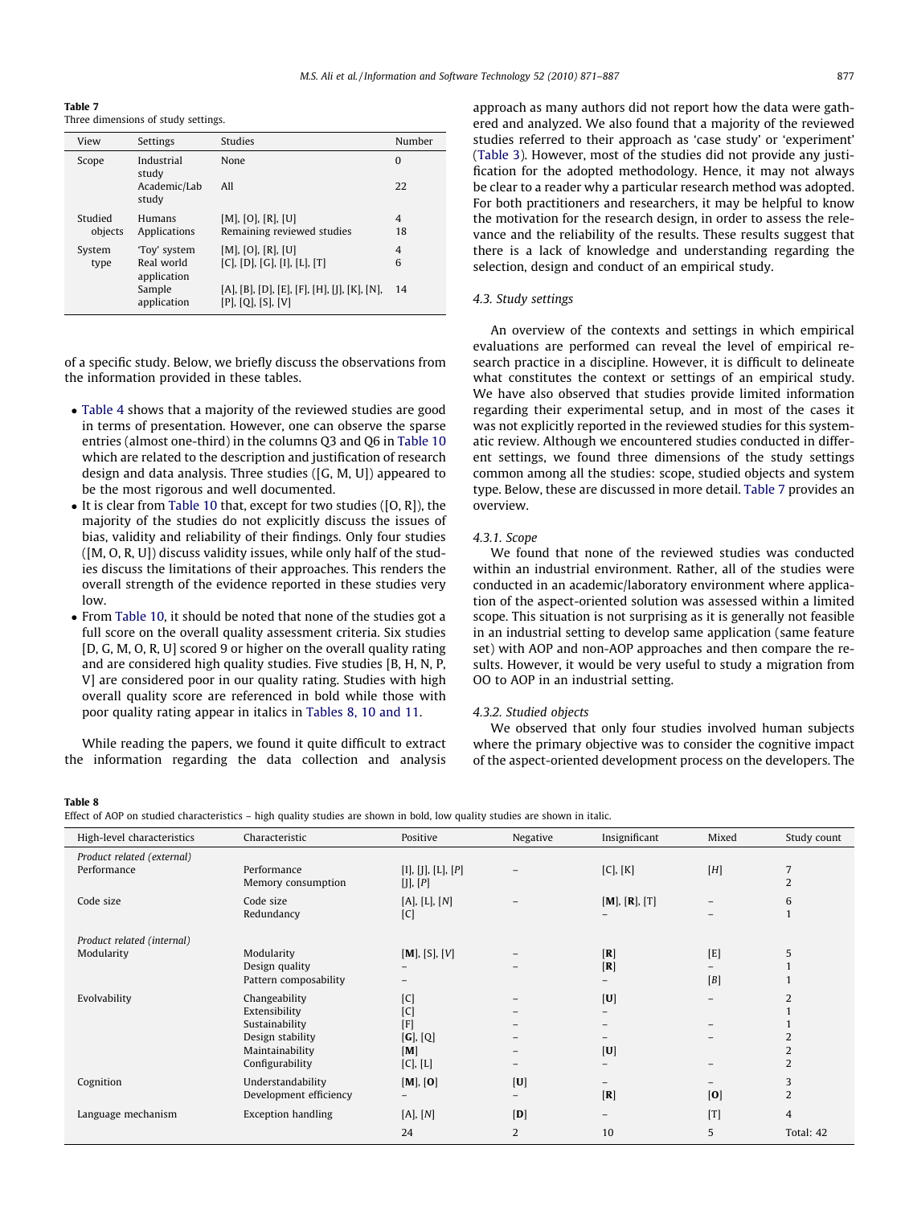**Table 7**
Three dimensions of study settings.

| View | Settings | Studies | Number |
|---|---|---|---|
| Scope | Industrial study | None | 0 |
| | Academic/Lab study | All | 22 |
| Studied objects | Humans | [M], [O], [R], [U] | 4 |
| | Applications | Remaining reviewed studies | 18 |
| System type | 'Toy' system | [M], [O], [R], [U] | 4 |
| | Real world application | [C], [D], [G], [I], [L], [T] | 6 |
| | Sample application | [A], [B], [D], [E], [F], [H], [J], [K], [N], [P], [Q], [S], [V] | 14 |

of a specific study. Below, we briefly discuss the observations from the information provided in these tables.

- Table 4 shows that a majority of the reviewed studies are good in terms of presentation. However, one can observe the sparse entries (almost one-third) in the columns Q3 and Q6 in Table 10 which are related to the description and justification of research design and data analysis. Three studies ([G, M, U]) appeared to be the most rigorous and well documented.
- It is clear from Table 10 that, except for two studies ([O, R]), the majority of the studies do not explicitly discuss the issues of bias, validity and reliability of their findings. Only four studies ([M, O, R, U]) discuss validity issues, while only half of the studies discuss the limitations of their approaches. This renders the overall strength of the evidence reported in these studies very low.
- From Table 10, it should be noted that none of the studies got a full score on the overall quality assessment criteria. Six studies [D, G, M, O, R, U] scored 9 or higher on the overall quality rating and are considered high quality studies. Five studies [B, H, N, P, V] are considered poor in our quality rating. Studies with high overall quality score are referenced in bold while those with poor quality rating appear in italics in Tables 8, 10 and 11.

While reading the papers, we found it quite difficult to extract the information regarding the data collection and analysis approach as many authors did not report how the data were gathered and analyzed. We also found that a majority of the reviewed studies referred to their approach as 'case study' or 'experiment' (Table 3). However, most of the studies did not provide any justification for the adopted methodology. Hence, it may not always be clear to a reader why a particular research method was adopted. For both practitioners and researchers, it may be helpful to know the motivation for the research design, in order to assess the relevance and the reliability of the results. These results suggest that there is a lack of knowledge and understanding regarding the selection, design and conduct of an empirical study.

### 4.3. Study settings

An overview of the contexts and settings in which empirical evaluations are performed can reveal the level of empirical research practice in a discipline. However, it is difficult to delineate what constitutes the context or settings of an empirical study. We have also observed that studies provide limited information regarding their experimental setup, and in most of the cases it was not explicitly reported in the reviewed studies for this systematic review. Although we encountered studies conducted in different settings, we found three dimensions of the study settings common among all the studies: scope, studied objects and system type. Below, these are discussed in more detail. Table 7 provides an overview.

#### 4.3.1. Scope

We found that none of the reviewed studies was conducted within an industrial environment. Rather, all of the studies were conducted in an academic/laboratory environment where application of the aspect-oriented solution was assessed within a limited scope. This situation is not surprising as it is generally not feasible in an industrial setting to develop same application (same feature set) with AOP and non-AOP approaches and then compare the results. However, it would be very useful to study a migration from OO to AOP in an industrial setting.

#### 4.3.2. Studied objects

We observed that only four studies involved human subjects where the primary objective was to consider the cognitive impact of the aspect-oriented development process on the developers. The

**Table 8**
Effect of AOP on studied characteristics – high quality studies are shown in bold, low quality studies are shown in italic.

| High-level characteristics | Characteristic | Positive | Negative | Insignificant | Mixed | Study count |
|---|---|---|---|---|---|---|
| *Product related (external)* | | | | | | |
| Performance | Performance | [I], [J], [L], *[P]* | – | [C], [K] | *[H]* | 7 |
| | Memory consumption | [J], *[P]* | | | | 2 |
| Code size | Code size | [A], [L], *[N]* | – | **[M]**, **[R]**, [T] | – | 6 |
| | Redundancy | [C] | | – | – | 1 |
| *Product related (internal)* | | | | | | |
| Modularity | Modularity | **[M]**, [S], *[V]* | – | **[R]** | [E] | 5 |
| | Design quality | – | – | **[R]** | – | 1 |
| | Pattern composability | – | | – | *[B]* | 1 |
| Evolvability | Changeability | [C] | – | **[U]** | – | 2 |
| | Extensibility | [C] | – | – | | 1 |
| | Sustainability | [F] | – | – | – | 1 |
| | Design stability | **[G]**, [Q] | – | – | – | 2 |
| | Maintainability | **[M]** | – | **[U]** | | 2 |
| | Configurability | [C], [L] | – | – | – | 2 |
| Cognition | Understandability | **[M]**, **[O]** | **[U]** | – | – | 3 |
| | Development efficiency | – | – | **[R]** | **[O]** | 2 |
| Language mechanism | Exception handling | [A], *[N]* | **[D]** | – | [T] | 4 |
| | | 24 | 2 | 10 | 5 | Total: 42 |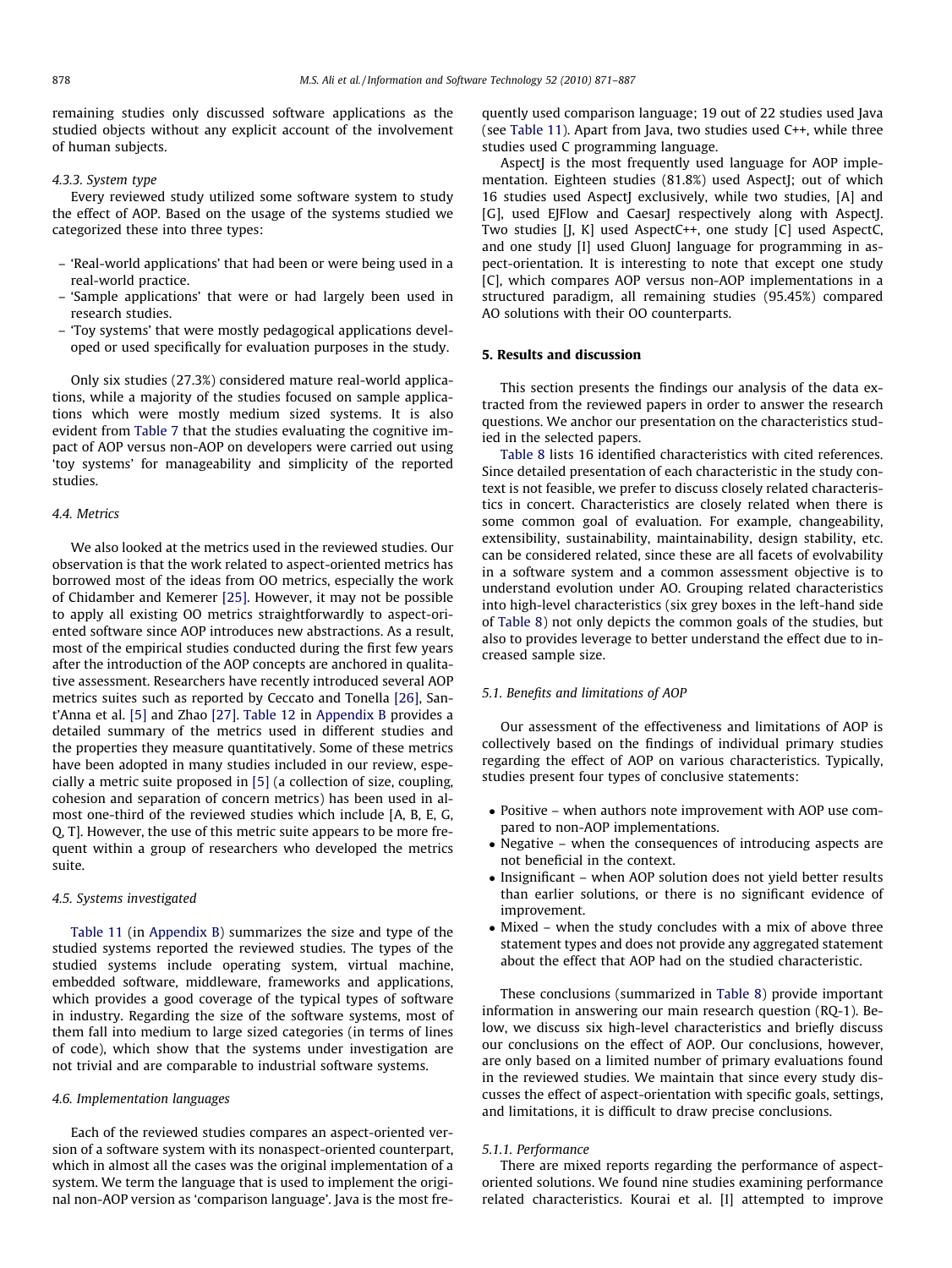remaining studies only discussed software applications as the studied objects without any explicit account of the involvement of human subjects.

#### 4.3.3. System type

Every reviewed study utilized some software system to study the effect of AOP. Based on the usage of the systems studied we categorized these into three types:

- 'Real-world applications' that had been or were being used in a real-world practice.
- 'Sample applications' that were or had largely been used in research studies.
- 'Toy systems' that were mostly pedagogical applications developed or used specifically for evaluation purposes in the study.

Only six studies (27.3%) considered mature real-world applications, while a majority of the studies focused on sample applications which were mostly medium sized systems. It is also evident from Table 7 that the studies evaluating the cognitive impact of AOP versus non-AOP on developers were carried out using 'toy systems' for manageability and simplicity of the reported studies.

### 4.4. Metrics

We also looked at the metrics used in the reviewed studies. Our observation is that the work related to aspect-oriented metrics has borrowed most of the ideas from OO metrics, especially the work of Chidamber and Kemerer [25]. However, it may not be possible to apply all existing OO metrics straightforwardly to aspect-oriented software since AOP introduces new abstractions. As a result, most of the empirical studies conducted during the first few years after the introduction of the AOP concepts are anchored in qualitative assessment. Researchers have recently introduced several AOP metrics suites such as reported by Ceccato and Tonella [26], Sant'Anna et al. [5] and Zhao [27]. Table 12 in Appendix B provides a detailed summary of the metrics used in different studies and the properties they measure quantitatively. Some of these metrics have been adopted in many studies included in our review, especially a metric suite proposed in [5] (a collection of size, coupling, cohesion and separation of concern metrics) has been used in almost one-third of the reviewed studies which include [A, B, E, G, Q, T]. However, the use of this metric suite appears to be more frequent within a group of researchers who developed the metrics suite.

### 4.5. Systems investigated

Table 11 (in Appendix B) summarizes the size and type of the studied systems reported the reviewed studies. The types of the studied systems include operating system, virtual machine, embedded software, middleware, frameworks and applications, which provides a good coverage of the typical types of software in industry. Regarding the size of the software systems, most of them fall into medium to large sized categories (in terms of lines of code), which show that the systems under investigation are not trivial and are comparable to industrial software systems.

### 4.6. Implementation languages

Each of the reviewed studies compares an aspect-oriented version of a software system with its nonaspect-oriented counterpart, which in almost all the cases was the original implementation of a system. We term the language that is used to implement the original non-AOP version as 'comparison language'. Java is the most frequently used comparison language; 19 out of 22 studies used Java (see Table 11). Apart from Java, two studies used C++, while three studies used C programming language.

AspectJ is the most frequently used language for AOP implementation. Eighteen studies (81.8%) used AspectJ; out of which 16 studies used AspectJ exclusively, while two studies, [A] and [G], used EJFlow and CaesarJ respectively along with AspectJ. Two studies [J, K] used AspectC++, one study [C] used AspectC, and one study [I] used GluonJ language for programming in aspect-orientation. It is interesting to note that except one study [C], which compares AOP versus non-AOP implementations in a structured paradigm, all remaining studies (95.45%) compared AO solutions with their OO counterparts.

## 5. Results and discussion

This section presents the findings our analysis of the data extracted from the reviewed papers in order to answer the research questions. We anchor our presentation on the characteristics studied in the selected papers.

Table 8 lists 16 identified characteristics with cited references. Since detailed presentation of each characteristic in the study context is not feasible, we prefer to discuss closely related characteristics in concert. Characteristics are closely related when there is some common goal of evaluation. For example, changeability, extensibility, sustainability, maintainability, design stability, etc. can be considered related, since these are all facets of evolvability in a software system and a common assessment objective is to understand evolution under AO. Grouping related characteristics into high-level characteristics (six grey boxes in the left-hand side of Table 8) not only depicts the common goals of the studies, but also to provides leverage to better understand the effect due to increased sample size.

### 5.1. Benefits and limitations of AOP

Our assessment of the effectiveness and limitations of AOP is collectively based on the findings of individual primary studies regarding the effect of AOP on various characteristics. Typically, studies present four types of conclusive statements:

- Positive – when authors note improvement with AOP use compared to non-AOP implementations.
- Negative – when the consequences of introducing aspects are not beneficial in the context.
- Insignificant – when AOP solution does not yield better results than earlier solutions, or there is no significant evidence of improvement.
- Mixed – when the study concludes with a mix of above three statement types and does not provide any aggregated statement about the effect that AOP had on the studied characteristic.

These conclusions (summarized in Table 8) provide important information in answering our main research question (RQ-1). Below, we discuss six high-level characteristics and briefly discuss our conclusions on the effect of AOP. Our conclusions, however, are only based on a limited number of primary evaluations found in the reviewed studies. We maintain that since every study discusses the effect of aspect-orientation with specific goals, settings, and limitations, it is difficult to draw precise conclusions.

#### 5.1.1. Performance

There are mixed reports regarding the performance of aspect-oriented solutions. We found nine studies examining performance related characteristics. Kourai et al. [I] attempted to improve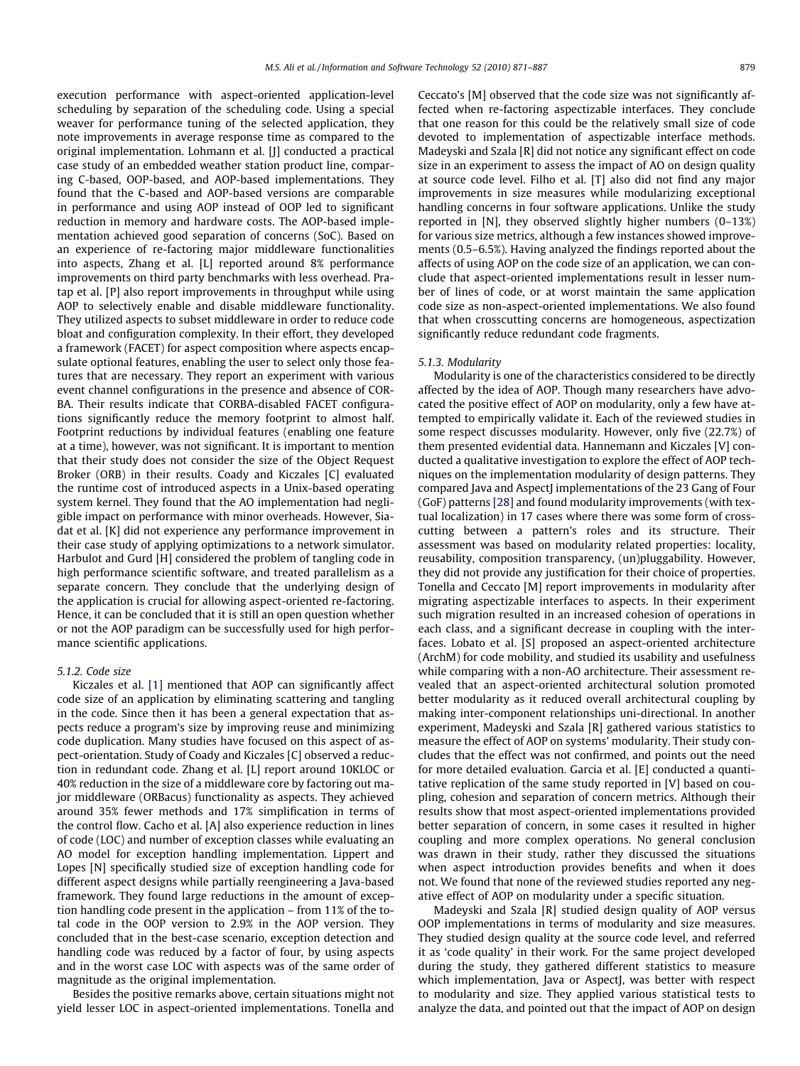execution performance with aspect-oriented application-level scheduling by separation of the scheduling code. Using a special weaver for performance tuning of the selected application, they note improvements in average response time as compared to the original implementation. Lohmann et al. [J] conducted a practical case study of an embedded weather station product line, comparing C-based, OOP-based, and AOP-based implementations. They found that the C-based and AOP-based versions are comparable in performance and using AOP instead of OOP led to significant reduction in memory and hardware costs. The AOP-based implementation achieved good separation of concerns (SoC). Based on an experience of re-factoring major middleware functionalities into aspects, Zhang et al. [L] reported around 8% performance improvements on third party benchmarks with less overhead. Pratap et al. [P] also report improvements in throughput while using AOP to selectively enable and disable middleware functionality. They utilized aspects to subset middleware in order to reduce code bloat and configuration complexity. In their effort, they developed a framework (FACET) for aspect composition where aspects encapsulate optional features, enabling the user to select only those features that are necessary. They report an experiment with various event channel configurations in the presence and absence of CORBA. Their results indicate that CORBA-disabled FACET configurations significantly reduce the memory footprint to almost half. Footprint reductions by individual features (enabling one feature at a time), however, was not significant. It is important to mention that their study does not consider the size of the Object Request Broker (ORB) in their results. Coady and Kiczales [C] evaluated the runtime cost of introduced aspects in a Unix-based operating system kernel. They found that the AO implementation had negligible impact on performance with minor overheads. However, Siadat et al. [K] did not experience any performance improvement in their case study of applying optimizations to a network simulator. Harbulot and Gurd [H] considered the problem of tangling code in high performance scientific software, and treated parallelism as a separate concern. They conclude that the underlying design of the application is crucial for allowing aspect-oriented re-factoring. Hence, it can be concluded that it is still an open question whether or not the AOP paradigm can be successfully used for high performance scientific applications.

#### 5.1.2. Code size

Kiczales et al. [1] mentioned that AOP can significantly affect code size of an application by eliminating scattering and tangling in the code. Since then it has been a general expectation that aspects reduce a program's size by improving reuse and minimizing code duplication. Many studies have focused on this aspect of aspect-orientation. Study of Coady and Kiczales [C] observed a reduction in redundant code. Zhang et al. [L] report around 10KLOC or 40% reduction in the size of a middleware core by factoring out major middleware (ORBacus) functionality as aspects. They achieved around 35% fewer methods and 17% simplification in terms of the control flow. Cacho et al. [A] also experience reduction in lines of code (LOC) and number of exception classes while evaluating an AO model for exception handling implementation. Lippert and Lopes [N] specifically studied size of exception handling code for different aspect designs while partially reengineering a Java-based framework. They found large reductions in the amount of exception handling code present in the application – from 11% of the total code in the OOP version to 2.9% in the AOP version. They concluded that in the best-case scenario, exception detection and handling code was reduced by a factor of four, by using aspects and in the worst case LOC with aspects was of the same order of magnitude as the original implementation.

Besides the positive remarks above, certain situations might not yield lesser LOC in aspect-oriented implementations. Tonella and Ceccato's [M] observed that the code size was not significantly affected when re-factoring aspectizable interfaces. They conclude that one reason for this could be the relatively small size of code devoted to implementation of aspectizable interface methods. Madeyski and Szala [R] did not notice any significant effect on code size in an experiment to assess the impact of AO on design quality at source code level. Filho et al. [T] also did not find any major improvements in size measures while modularizing exceptional handling concerns in four software applications. Unlike the study reported in [N], they observed slightly higher numbers (0–13%) for various size metrics, although a few instances showed improvements (0.5–6.5%). Having analyzed the findings reported about the affects of using AOP on the code size of an application, we can conclude that aspect-oriented implementations result in lesser number of lines of code, or at worst maintain the same application code size as non-aspect-oriented implementations. We also found that when crosscutting concerns are homogeneous, aspectization significantly reduce redundant code fragments.

#### 5.1.3. Modularity

Modularity is one of the characteristics considered to be directly affected by the idea of AOP. Though many researchers have advocated the positive effect of AOP on modularity, only a few have attempted to empirically validate it. Each of the reviewed studies in some respect discusses modularity. However, only five (22.7%) of them presented evidential data. Hannemann and Kiczales [V] conducted a qualitative investigation to explore the effect of AOP techniques on the implementation modularity of design patterns. They compared Java and AspectJ implementations of the 23 Gang of Four (GoF) patterns [28] and found modularity improvements (with textual localization) in 17 cases where there was some form of crosscutting between a pattern's roles and its structure. Their assessment was based on modularity related properties: locality, reusability, composition transparency, (un)pluggability. However, they did not provide any justification for their choice of properties. Tonella and Ceccato [M] report improvements in modularity after migrating aspectizable interfaces to aspects. In their experiment such migration resulted in an increased cohesion of operations in each class, and a significant decrease in coupling with the interfaces. Lobato et al. [S] proposed an aspect-oriented architecture (ArchM) for code mobility, and studied its usability and usefulness while comparing with a non-AO architecture. Their assessment revealed that an aspect-oriented architectural solution promoted better modularity as it reduced overall architectural coupling by making inter-component relationships uni-directional. In another experiment, Madeyski and Szala [R] gathered various statistics to measure the effect of AOP on systems' modularity. Their study concludes that the effect was not confirmed, and points out the need for more detailed evaluation. Garcia et al. [E] conducted a quantitative replication of the same study reported in [V] based on coupling, cohesion and separation of concern metrics. Although their results show that most aspect-oriented implementations provided better separation of concern, in some cases it resulted in higher coupling and more complex operations. No general conclusion was drawn in their study, rather they discussed the situations when aspect introduction provides benefits and when it does not. We found that none of the reviewed studies reported any negative effect of AOP on modularity under a specific situation.

Madeyski and Szala [R] studied design quality of AOP versus OOP implementations in terms of modularity and size measures. They studied design quality at the source code level, and referred it as 'code quality' in their work. For the same project developed during the study, they gathered different statistics to measure which implementation, Java or AspectJ, was better with respect to modularity and size. They applied various statistical tests to analyze the data, and pointed out that the impact of AOP on design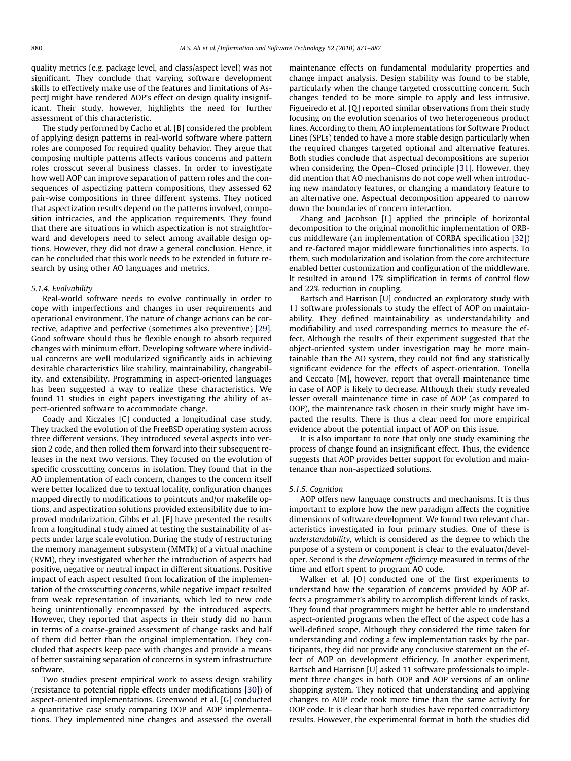quality metrics (e.g. package level, and class/aspect level) was not significant. They conclude that varying software development skills to effectively make use of the features and limitations of AspectJ might have rendered AOP's effect on design quality insignificant. Their study, however, highlights the need for further assessment of this characteristic.

The study performed by Cacho et al. [B] considered the problem of applying design patterns in real-world software where pattern roles are composed for required quality behavior. They argue that composing multiple patterns affects various concerns and pattern roles crosscut several business classes. In order to investigate how well AOP can improve separation of pattern roles and the consequences of aspectizing pattern compositions, they assessed 62 pair-wise compositions in three different systems. They noticed that aspectization results depend on the patterns involved, composition intricacies, and the application requirements. They found that there are situations in which aspectization is not straightforward and developers need to select among available design options. However, they did not draw a general conclusion. Hence, it can be concluded that this work needs to be extended in future research by using other AO languages and metrics.

#### 5.1.4. Evolvability

Real-world software needs to evolve continually in order to cope with imperfections and changes in user requirements and operational environment. The nature of change actions can be corrective, adaptive and perfective (sometimes also preventive) [29]. Good software should thus be flexible enough to absorb required changes with minimum effort. Developing software where individual concerns are well modularized significantly aids in achieving desirable characteristics like stability, maintainability, changeability, and extensibility. Programming in aspect-oriented languages has been suggested a way to realize these characteristics. We found 11 studies in eight papers investigating the ability of aspect-oriented software to accommodate change.

Coady and Kiczales [C] conducted a longitudinal case study. They tracked the evolution of the FreeBSD operating system across three different versions. They introduced several aspects into version 2 code, and then rolled them forward into their subsequent releases in the next two versions. They focused on the evolution of specific crosscutting concerns in isolation. They found that in the AO implementation of each concern, changes to the concern itself were better localized due to textual locality, configuration changes mapped directly to modifications to pointcuts and/or makefile options, and aspectization solutions provided extensibility due to improved modularization. Gibbs et al. [F] have presented the results from a longitudinal study aimed at testing the sustainability of aspects under large scale evolution. During the study of restructuring the memory management subsystem (MMTk) of a virtual machine (RVM), they investigated whether the introduction of aspects had positive, negative or neutral impact in different situations. Positive impact of each aspect resulted from localization of the implementation of the crosscutting concerns, while negative impact resulted from weak representation of invariants, which led to new code being unintentionally encompassed by the introduced aspects. However, they reported that aspects in their study did no harm in terms of a coarse-grained assessment of change tasks and half of them did better than the original implementation. They concluded that aspects keep pace with changes and provide a means of better sustaining separation of concerns in system infrastructure software.

Two studies present empirical work to assess design stability (resistance to potential ripple effects under modifications [30]) of aspect-oriented implementations. Greenwood et al. [G] conducted a quantitative case study comparing OOP and AOP implementations. They implemented nine changes and assessed the overall maintenance effects on fundamental modularity properties and change impact analysis. Design stability was found to be stable, particularly when the change targeted crosscutting concern. Such changes tended to be more simple to apply and less intrusive. Figueiredo et al. [Q] reported similar observations from their study focusing on the evolution scenarios of two heterogeneous product lines. According to them, AO implementations for Software Product Lines (SPLs) tended to have a more stable design particularly when the required changes targeted optional and alternative features. Both studies conclude that aspectual decompositions are superior when considering the Open–Closed principle [31]. However, they did mention that AO mechanisms do not cope well when introducing new mandatory features, or changing a mandatory feature to an alternative one. Aspectual decomposition appeared to narrow down the boundaries of concern interaction.

Zhang and Jacobson [L] applied the principle of horizontal decomposition to the original monolithic implementation of ORBcus middleware (an implementation of CORBA specification [32]) and re-factored major middleware functionalities into aspects. To them, such modularization and isolation from the core architecture enabled better customization and configuration of the middleware. It resulted in around 17% simplification in terms of control flow and 22% reduction in coupling.

Bartsch and Harrison [U] conducted an exploratory study with 11 software professionals to study the effect of AOP on maintainability. They defined maintainability as understandability and modifiability and used corresponding metrics to measure the effect. Although the results of their experiment suggested that the object-oriented system under investigation may be more maintainable than the AO system, they could not find any statistically significant evidence for the effects of aspect-orientation. Tonella and Ceccato [M], however, report that overall maintenance time in case of AOP is likely to decrease. Although their study revealed lesser overall maintenance time in case of AOP (as compared to OOP), the maintenance task chosen in their study might have impacted the results. There is thus a clear need for more empirical evidence about the potential impact of AOP on this issue.

It is also important to note that only one study examining the process of change found an insignificant effect. Thus, the evidence suggests that AOP provides better support for evolution and maintenance than non-aspectized solutions.

#### 5.1.5. Cognition

AOP offers new language constructs and mechanisms. It is thus important to explore how the new paradigm affects the cognitive dimensions of software development. We found two relevant characteristics investigated in four primary studies. One of these is *understandability*, which is considered as the degree to which the purpose of a system or component is clear to the evaluator/developer. Second is the *development efficiency* measured in terms of the time and effort spent to program AO code.

Walker et al. [O] conducted one of the first experiments to understand how the separation of concerns provided by AOP affects a programmer's ability to accomplish different kinds of tasks. They found that programmers might be better able to understand aspect-oriented programs when the effect of the aspect code has a well-defined scope. Although they considered the time taken for understanding and coding a few implementation tasks by the participants, they did not provide any conclusive statement on the effect of AOP on development efficiency. In another experiment, Bartsch and Harrison [U] asked 11 software professionals to implement three changes in both OOP and AOP versions of an online shopping system. They noticed that understanding and applying changes to AOP code took more time than the same activity for OOP code. It is clear that both studies have reported contradictory results. However, the experimental format in both the studies did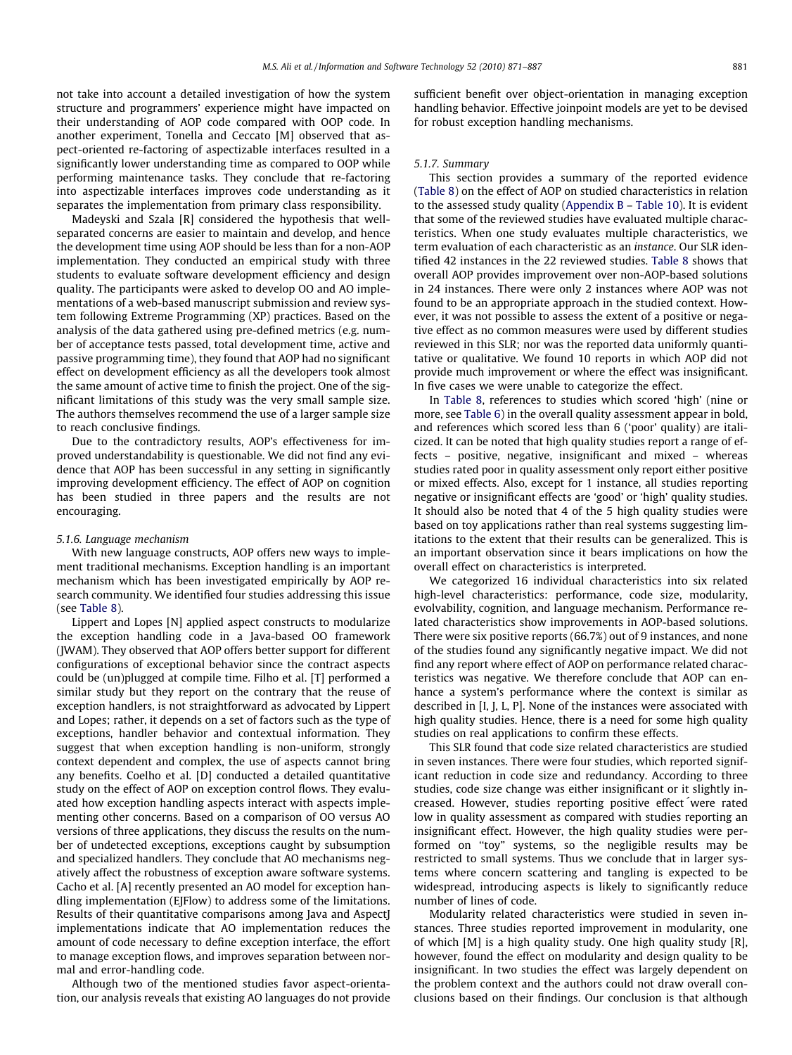not take into account a detailed investigation of how the system structure and programmers' experience might have impacted on their understanding of AOP code compared with OOP code. In another experiment, Tonella and Ceccato [M] observed that aspect-oriented re-factoring of aspectizable interfaces resulted in a significantly lower understanding time as compared to OOP while performing maintenance tasks. They conclude that re-factoring into aspectizable interfaces improves code understanding as it separates the implementation from primary class responsibility.

Madeyski and Szala [R] considered the hypothesis that well-separated concerns are easier to maintain and develop, and hence the development time using AOP should be less than for a non-AOP implementation. They conducted an empirical study with three students to evaluate software development efficiency and design quality. The participants were asked to develop OO and AO implementations of a web-based manuscript submission and review system following Extreme Programming (XP) practices. Based on the analysis of the data gathered using pre-defined metrics (e.g. number of acceptance tests passed, total development time, active and passive programming time), they found that AOP had no significant effect on development efficiency as all the developers took almost the same amount of active time to finish the project. One of the significant limitations of this study was the very small sample size. The authors themselves recommend the use of a larger sample size to reach conclusive findings.

Due to the contradictory results, AOP's effectiveness for improved understandability is questionable. We did not find any evidence that AOP has been successful in any setting in significantly improving development efficiency. The effect of AOP on cognition has been studied in three papers and the results are not encouraging.

#### 5.1.6. Language mechanism

With new language constructs, AOP offers new ways to implement traditional mechanisms. Exception handling is an important mechanism which has been investigated empirically by AOP research community. We identified four studies addressing this issue (see Table 8).

Lippert and Lopes [N] applied aspect constructs to modularize the exception handling code in a Java-based OO framework (JWAM). They observed that AOP offers better support for different configurations of exceptional behavior since the contract aspects could be (un)plugged at compile time. Filho et al. [T] performed a similar study but they report on the contrary that the reuse of exception handlers, is not straightforward as advocated by Lippert and Lopes; rather, it depends on a set of factors such as the type of exceptions, handler behavior and contextual information. They suggest that when exception handling is non-uniform, strongly context dependent and complex, the use of aspects cannot bring any benefits. Coelho et al. [D] conducted a detailed quantitative study on the effect of AOP on exception control flows. They evaluated how exception handling aspects interact with aspects implementing other concerns. Based on a comparison of OO versus AO versions of three applications, they discuss the results on the number of undetected exceptions, exceptions caught by subsumption and specialized handlers. They conclude that AO mechanisms negatively affect the robustness of exception aware software systems. Cacho et al. [A] recently presented an AO model for exception handling implementation (EJFlow) to address some of the limitations. Results of their quantitative comparisons among Java and AspectJ implementations indicate that AO implementation reduces the amount of code necessary to define exception interface, the effort to manage exception flows, and improves separation between normal and error-handling code.

Although two of the mentioned studies favor aspect-orientation, our analysis reveals that existing AO languages do not provide sufficient benefit over object-orientation in managing exception handling behavior. Effective joinpoint models are yet to be devised for robust exception handling mechanisms.

#### 5.1.7. Summary

This section provides a summary of the reported evidence (Table 8) on the effect of AOP on studied characteristics in relation to the assessed study quality (Appendix B – Table 10). It is evident that some of the reviewed studies have evaluated multiple characteristics. When one study evaluates multiple characteristics, we term evaluation of each characteristic as an *instance*. Our SLR identified 42 instances in the 22 reviewed studies. Table 8 shows that overall AOP provides improvement over non-AOP-based solutions in 24 instances. There were only 2 instances where AOP was not found to be an appropriate approach in the studied context. However, it was not possible to assess the extent of a positive or negative effect as no common measures were used by different studies reviewed in this SLR; nor was the reported data uniformly quantitative or qualitative. We found 10 reports in which AOP did not provide much improvement or where the effect was insignificant. In five cases we were unable to categorize the effect.

In Table 8, references to studies which scored 'high' (nine or more, see Table 6) in the overall quality assessment appear in bold, and references which scored less than 6 ('poor' quality) are italicized. It can be noted that high quality studies report a range of effects – positive, negative, insignificant and mixed – whereas studies rated poor in quality assessment only report either positive or mixed effects. Also, except for 1 instance, all studies reporting negative or insignificant effects are 'good' or 'high' quality studies. It should also be noted that 4 of the 5 high quality studies were based on toy applications rather than real systems suggesting limitations to the extent that their results can be generalized. This is an important observation since it bears implications on how the overall effect on characteristics is interpreted.

We categorized 16 individual characteristics into six related high-level characteristics: performance, code size, modularity, evolvability, cognition, and language mechanism. Performance related characteristics show improvements in AOP-based solutions. There were six positive reports (66.7%) out of 9 instances, and none of the studies found any significantly negative impact. We did not find any report where effect of AOP on performance related characteristics was negative. We therefore conclude that AOP can enhance a system's performance where the context is similar as described in [I, J, L, P]. None of the instances were associated with high quality studies. Hence, there is a need for some high quality studies on real applications to confirm these effects.

This SLR found that code size related characteristics are studied in seven instances. There were four studies, which reported significant reduction in code size and redundancy. According to three studies, code size change was either insignificant or it slightly increased. However, studies reporting positive effect ́were rated low in quality assessment as compared with studies reporting an insignificant effect. However, the high quality studies were performed on "toy" systems, so the negligible results may be restricted to small systems. Thus we conclude that in larger systems where concern scattering and tangling is expected to be widespread, introducing aspects is likely to significantly reduce number of lines of code.

Modularity related characteristics were studied in seven instances. Three studies reported improvement in modularity, one of which [M] is a high quality study. One high quality study [R], however, found the effect on modularity and design quality to be insignificant. In two studies the effect was largely dependent on the problem context and the authors could not draw overall conclusions based on their findings. Our conclusion is that although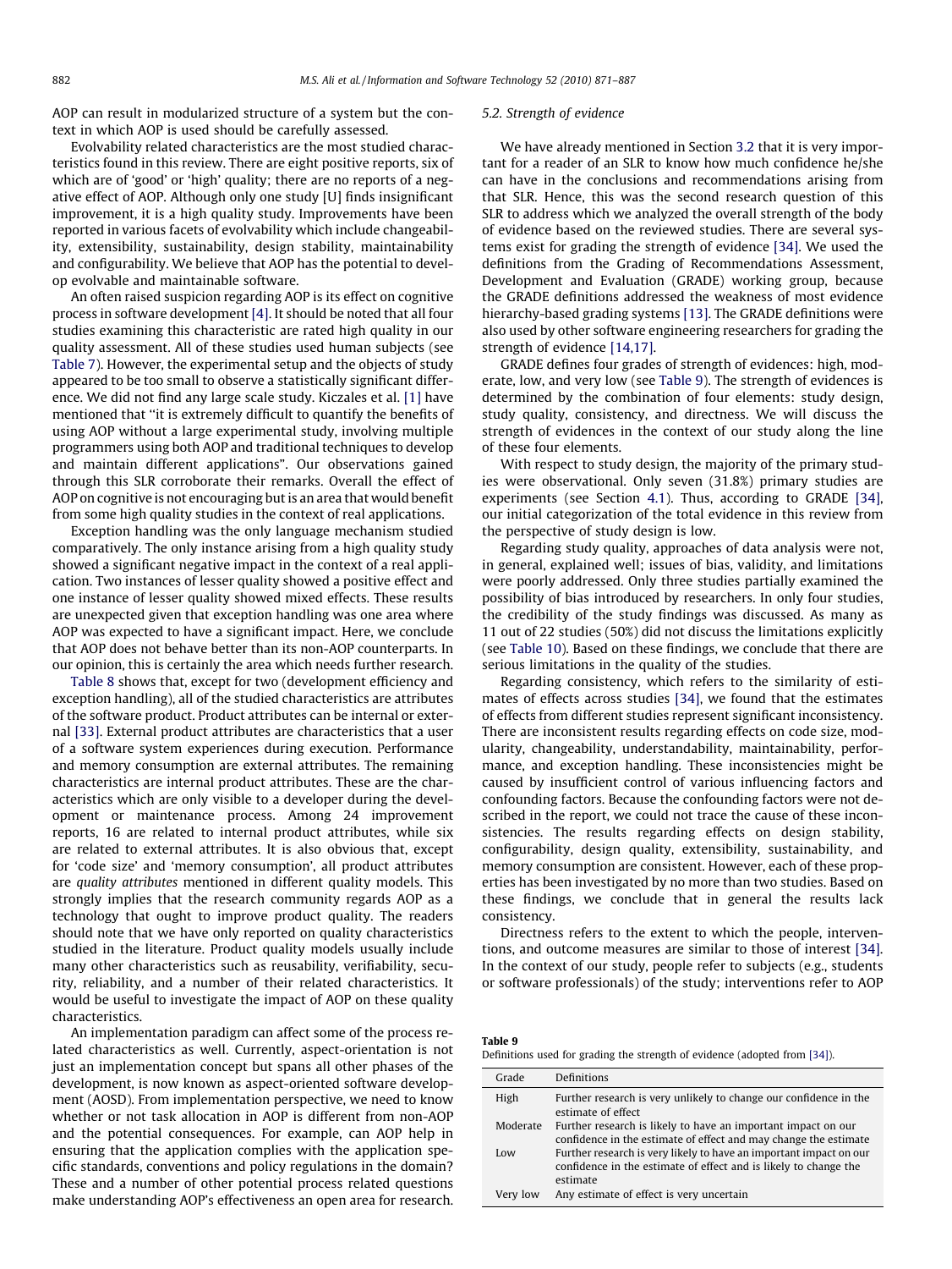AOP can result in modularized structure of a system but the context in which AOP is used should be carefully assessed.

Evolvability related characteristics are the most studied characteristics found in this review. There are eight positive reports, six of which are of 'good' or 'high' quality; there are no reports of a negative effect of AOP. Although only one study [U] finds insignificant improvement, it is a high quality study. Improvements have been reported in various facets of evolvability which include changeability, extensibility, sustainability, design stability, maintainability and configurability. We believe that AOP has the potential to develop evolvable and maintainable software.

An often raised suspicion regarding AOP is its effect on cognitive process in software development [4]. It should be noted that all four studies examining this characteristic are rated high quality in our quality assessment. All of these studies used human subjects (see Table 7). However, the experimental setup and the objects of study appeared to be too small to observe a statistically significant difference. We did not find any large scale study. Kiczales et al. [1] have mentioned that "it is extremely difficult to quantify the benefits of using AOP without a large experimental study, involving multiple programmers using both AOP and traditional techniques to develop and maintain different applications". Our observations gained through this SLR corroborate their remarks. Overall the effect of AOP on cognitive is not encouraging but is an area that would benefit from some high quality studies in the context of real applications.

Exception handling was the only language mechanism studied comparatively. The only instance arising from a high quality study showed a significant negative impact in the context of a real application. Two instances of lesser quality showed a positive effect and one instance of lesser quality showed mixed effects. These results are unexpected given that exception handling was one area where AOP was expected to have a significant impact. Here, we conclude that AOP does not behave better than its non-AOP counterparts. In our opinion, this is certainly the area which needs further research.

Table 8 shows that, except for two (development efficiency and exception handling), all of the studied characteristics are attributes of the software product. Product attributes can be internal or external [33]. External product attributes are characteristics that a user of a software system experiences during execution. Performance and memory consumption are external attributes. The remaining characteristics are internal product attributes. These are the characteristics which are only visible to a developer during the development or maintenance process. Among 24 improvement reports, 16 are related to internal product attributes, while six are related to external attributes. It is also obvious that, except for 'code size' and 'memory consumption', all product attributes are *quality attributes* mentioned in different quality models. This strongly implies that the research community regards AOP as a technology that ought to improve product quality. The readers should note that we have only reported on quality characteristics studied in the literature. Product quality models usually include many other characteristics such as reusability, verifiability, security, reliability, and a number of their related characteristics. It would be useful to investigate the impact of AOP on these quality characteristics.

An implementation paradigm can affect some of the process related characteristics as well. Currently, aspect-orientation is not just an implementation concept but spans all other phases of the development, is now known as aspect-oriented software development (AOSD). From implementation perspective, we need to know whether or not task allocation in AOP is different from non-AOP and the potential consequences. For example, can AOP help in ensuring that the application complies with the application specific standards, conventions and policy regulations in the domain? These and a number of other potential process related questions make understanding AOP's effectiveness an open area for research.

### 5.2. Strength of evidence

We have already mentioned in Section 3.2 that it is very important for a reader of an SLR to know how much confidence he/she can have in the conclusions and recommendations arising from that SLR. Hence, this was the second research question of this SLR to address which we analyzed the overall strength of the body of evidence based on the reviewed studies. There are several systems exist for grading the strength of evidence [34]. We used the definitions from the Grading of Recommendations Assessment, Development and Evaluation (GRADE) working group, because the GRADE definitions addressed the weakness of most evidence hierarchy-based grading systems [13]. The GRADE definitions were also used by other software engineering researchers for grading the strength of evidence [14,17].

GRADE defines four grades of strength of evidences: high, moderate, low, and very low (see Table 9). The strength of evidences is determined by the combination of four elements: study design, study quality, consistency, and directness. We will discuss the strength of evidences in the context of our study along the line of these four elements.

With respect to study design, the majority of the primary studies were observational. Only seven (31.8%) primary studies are experiments (see Section 4.1). Thus, according to GRADE [34], our initial categorization of the total evidence in this review from the perspective of study design is low.

Regarding study quality, approaches of data analysis were not, in general, explained well; issues of bias, validity, and limitations were poorly addressed. Only three studies partially examined the possibility of bias introduced by researchers. In only four studies, the credibility of the study findings was discussed. As many as 11 out of 22 studies (50%) did not discuss the limitations explicitly (see Table 10). Based on these findings, we conclude that there are serious limitations in the quality of the studies.

Regarding consistency, which refers to the similarity of estimates of effects across studies [34], we found that the estimates of effects from different studies represent significant inconsistency. There are inconsistent results regarding effects on code size, modularity, changeability, understandability, maintainability, performance, and exception handling. These inconsistencies might be caused by insufficient control of various influencing factors and confounding factors. Because the confounding factors were not described in the report, we could not trace the cause of these inconsistencies. The results regarding effects on design stability, configurability, design quality, extensibility, sustainability, and memory consumption are consistent. However, each of these properties has been investigated by no more than two studies. Based on these findings, we conclude that in general the results lack consistency.

Directness refers to the extent to which the people, interventions, and outcome measures are similar to those of interest [34]. In the context of our study, people refer to subjects (e.g., students or software professionals) of the study; interventions refer to AOP

**Table 9**
Definitions used for grading the strength of evidence (adopted from [34]).

| Grade | Definitions |
|---|---|
| High | Further research is very unlikely to change our confidence in the estimate of effect |
| Moderate | Further research is likely to have an important impact on our confidence in the estimate of effect and may change the estimate |
| Low | Further research is very likely to have an important impact on our confidence in the estimate of effect and is likely to change the estimate |
| Very low | Any estimate of effect is very uncertain |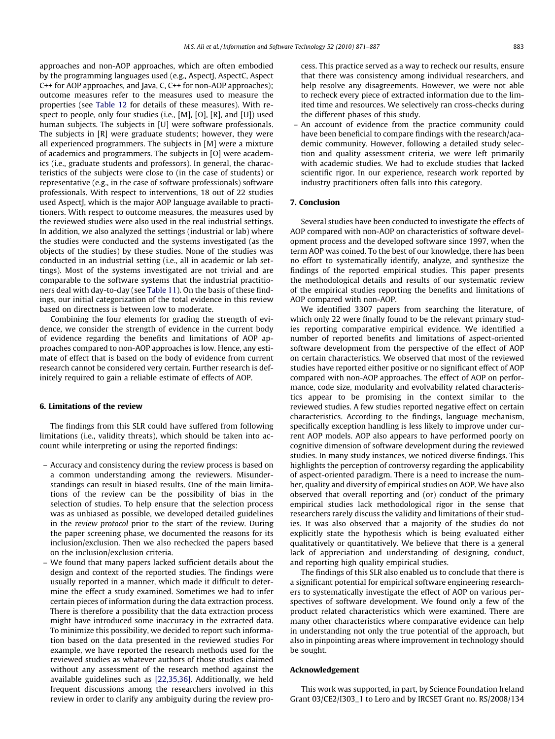approaches and non-AOP approaches, which are often embodied by the programming languages used (e.g., AspectJ, AspectC, Aspect C++ for AOP approaches, and Java, C, C++ for non-AOP approaches); outcome measures refer to the measures used to measure the properties (see Table 12 for details of these measures). With respect to people, only four studies (i.e., [M], [O], [R], and [U]) used human subjects. The subjects in [U] were software professionals. The subjects in [R] were graduate students; however, they were all experienced programmers. The subjects in [M] were a mixture of academics and programmers. The subjects in [O] were academics (i.e., graduate students and professors). In general, the characteristics of the subjects were close to (in the case of students) or representative (e.g., in the case of software professionals) software professionals. With respect to interventions, 18 out of 22 studies used AspectJ, which is the major AOP language available to practitioners. With respect to outcome measures, the measures used by the reviewed studies were also used in the real industrial settings. In addition, we also analyzed the settings (industrial or lab) where the studies were conducted and the systems investigated (as the objects of the studies) by these studies. None of the studies was conducted in an industrial setting (i.e., all in academic or lab settings). Most of the systems investigated are not trivial and are comparable to the software systems that the industrial practitioners deal with day-to-day (see Table 11). On the basis of these findings, our initial categorization of the total evidence in this review based on directness is between low to moderate.

Combining the four elements for grading the strength of evidence, we consider the strength of evidence in the current body of evidence regarding the benefits and limitations of AOP approaches compared to non-AOP approaches is low. Hence, any estimate of effect that is based on the body of evidence from current research cannot be considered very certain. Further research is definitely required to gain a reliable estimate of effects of AOP.

## 6. Limitations of the review

The findings from this SLR could have suffered from following limitations (i.e., validity threats), which should be taken into account while interpreting or using the reported findings:

- Accuracy and consistency during the review process is based on a common understanding among the reviewers. Misunderstandings can result in biased results. One of the main limitations of the review can be the possibility of bias in the selection of studies. To help ensure that the selection process was as unbiased as possible, we developed detailed guidelines in the *review protocol* prior to the start of the review. During the paper screening phase, we documented the reasons for its inclusion/exclusion. Then we also rechecked the papers based on the inclusion/exclusion criteria.
- We found that many papers lacked sufficient details about the design and context of the reported studies. The findings were usually reported in a manner, which made it difficult to determine the effect a study examined. Sometimes we had to infer certain pieces of information during the data extraction process. There is therefore a possibility that the data extraction process might have introduced some inaccuracy in the extracted data. To minimize this possibility, we decided to report such information based on the data presented in the reviewed studies For example, we have reported the research methods used for the reviewed studies as whatever authors of those studies claimed without any assessment of the research method against the available guidelines such as [22,35,36]. Additionally, we held frequent discussions among the researchers involved in this review in order to clarify any ambiguity during the review process. This practice served as a way to recheck our results, ensure that there was consistency among individual researchers, and help resolve any disagreements. However, we were not able to recheck every piece of extracted information due to the limited time and resources. We selectively ran cross-checks during the different phases of this study.
- An account of evidence from the practice community could have been beneficial to compare findings with the research/academic community. However, following a detailed study selection and quality assessment criteria, we were left primarily with academic studies. We had to exclude studies that lacked scientific rigor. In our experience, research work reported by industry practitioners often falls into this category.

## 7. Conclusion

Several studies have been conducted to investigate the effects of AOP compared with non-AOP on characteristics of software development process and the developed software since 1997, when the term AOP was coined. To the best of our knowledge, there has been no effort to systematically identify, analyze, and synthesize the findings of the reported empirical studies. This paper presents the methodological details and results of our systematic review of the empirical studies reporting the benefits and limitations of AOP compared with non-AOP.

We identified 3307 papers from searching the literature, of which only 22 were finally found to be the relevant primary studies reporting comparative empirical evidence. We identified a number of reported benefits and limitations of aspect-oriented software development from the perspective of the effect of AOP on certain characteristics. We observed that most of the reviewed studies have reported either positive or no significant effect of AOP compared with non-AOP approaches. The effect of AOP on performance, code size, modularity and evolvability related characteristics appear to be promising in the context similar to the reviewed studies. A few studies reported negative effect on certain characteristics. According to the findings, language mechanism, specifically exception handling is less likely to improve under current AOP models. AOP also appears to have performed poorly on cognitive dimension of software development during the reviewed studies. In many study instances, we noticed diverse findings. This highlights the perception of controversy regarding the applicability of aspect-oriented paradigm. There is a need to increase the number, quality and diversity of empirical studies on AOP. We have also observed that overall reporting and (or) conduct of the primary empirical studies lack methodological rigor in the sense that researchers rarely discuss the validity and limitations of their studies. It was also observed that a majority of the studies do not explicitly state the hypothesis which is being evaluated either qualitatively or quantitatively. We believe that there is a general lack of appreciation and understanding of designing, conduct, and reporting high quality empirical studies.

The findings of this SLR also enabled us to conclude that there is a significant potential for empirical software engineering researchers to systematically investigate the effect of AOP on various perspectives of software development. We found only a few of the product related characteristics which were examined. There are many other characteristics where comparative evidence can help in understanding not only the true potential of the approach, but also in pinpointing areas where improvement in technology should be sought.

## Acknowledgement

This work was supported, in part, by Science Foundation Ireland Grant 03/CE2/I303_1 to Lero and by IRCSET Grant no. RS/2008/134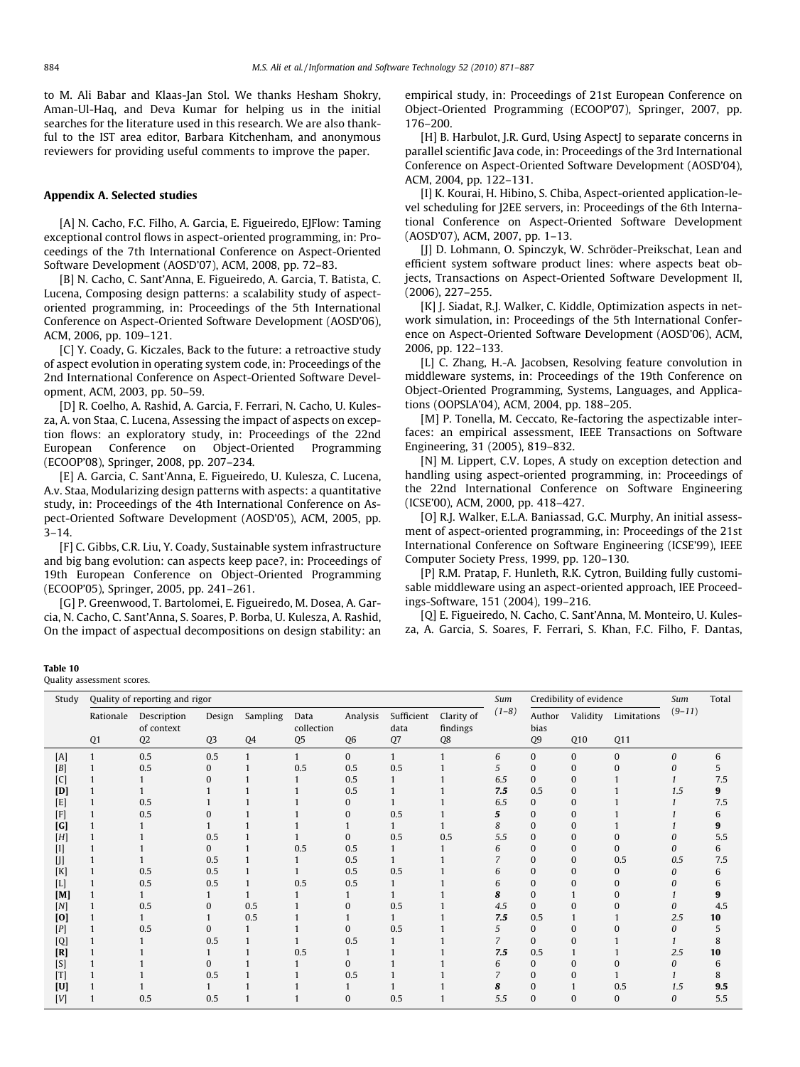to M. Ali Babar and Klaas-Jan Stol. We thanks Hesham Shokry, Aman-Ul-Haq, and Deva Kumar for helping us in the initial searches for the literature used in this research. We are also thankful to the IST area editor, Barbara Kitchenham, and anonymous reviewers for providing useful comments to improve the paper.

## Appendix A. Selected studies

[A] N. Cacho, F.C. Filho, A. Garcia, E. Figueiredo, EJFlow: Taming exceptional control flows in aspect-oriented programming, in: Proceedings of the 7th International Conference on Aspect-Oriented Software Development (AOSD'07), ACM, 2008, pp. 72–83.

[B] N. Cacho, C. Sant'Anna, E. Figueiredo, A. Garcia, T. Batista, C. Lucena, Composing design patterns: a scalability study of aspect-oriented programming, in: Proceedings of the 5th International Conference on Aspect-Oriented Software Development (AOSD'06), ACM, 2006, pp. 109–121.

[C] Y. Coady, G. Kiczales, Back to the future: a retroactive study of aspect evolution in operating system code, in: Proceedings of the 2nd International Conference on Aspect-Oriented Software Development, ACM, 2003, pp. 50–59.

[D] R. Coelho, A. Rashid, A. Garcia, F. Ferrari, N. Cacho, U. Kulesza, A. von Staa, C. Lucena, Assessing the impact of aspects on exception flows: an exploratory study, in: Proceedings of the 22nd European Conference on Object-Oriented Programming (ECOOP'08), Springer, 2008, pp. 207–234.

[E] A. Garcia, C. Sant'Anna, E. Figueiredo, U. Kulesza, C. Lucena, A.v. Staa, Modularizing design patterns with aspects: a quantitative study, in: Proceedings of the 4th International Conference on Aspect-Oriented Software Development (AOSD'05), ACM, 2005, pp. 3–14.

[F] C. Gibbs, C.R. Liu, Y. Coady, Sustainable system infrastructure and big bang evolution: can aspects keep pace?, in: Proceedings of 19th European Conference on Object-Oriented Programming (ECOOP'05), Springer, 2005, pp. 241–261.

[G] P. Greenwood, T. Bartolomei, E. Figueiredo, M. Dosea, A. Garcia, N. Cacho, C. Sant'Anna, S. Soares, P. Borba, U. Kulesza, A. Rashid, On the impact of aspectual decompositions on design stability: an empirical study, in: Proceedings of 21st European Conference on Object-Oriented Programming (ECOOP'07), Springer, 2007, pp. 176–200.

[H] B. Harbulot, J.R. Gurd, Using AspectJ to separate concerns in parallel scientific Java code, in: Proceedings of the 3rd International Conference on Aspect-Oriented Software Development (AOSD'04), ACM, 2004, pp. 122–131.

[I] K. Kourai, H. Hibino, S. Chiba, Aspect-oriented application-level scheduling for J2EE servers, in: Proceedings of the 6th International Conference on Aspect-Oriented Software Development (AOSD'07), ACM, 2007, pp. 1–13.

[J] D. Lohmann, O. Spinczyk, W. Schröder-Preikschat, Lean and efficient system software product lines: where aspects beat objects, Transactions on Aspect-Oriented Software Development II, (2006), 227–255.

[K] J. Siadat, R.J. Walker, C. Kiddle, Optimization aspects in network simulation, in: Proceedings of the 5th International Conference on Aspect-Oriented Software Development (AOSD'06), ACM, 2006, pp. 122–133.

[L] C. Zhang, H.-A. Jacobsen, Resolving feature convolution in middleware systems, in: Proceedings of the 19th Conference on Object-Oriented Programming, Systems, Languages, and Applications (OOPSLA'04), ACM, 2004, pp. 188–205.

[M] P. Tonella, M. Ceccato, Re-factoring the aspectizable interfaces: an empirical assessment, IEEE Transactions on Software Engineering, 31 (2005), 819–832.

[N] M. Lippert, C.V. Lopes, A study on exception detection and handling using aspect-oriented programming, in: Proceedings of the 22nd International Conference on Software Engineering (ICSE'00), ACM, 2000, pp. 418–427.

[O] R.J. Walker, E.L.A. Baniassad, G.C. Murphy, An initial assessment of aspect-oriented programming, in: Proceedings of the 21st International Conference on Software Engineering (ICSE'99), IEEE Computer Society Press, 1999, pp. 120–130.

[P] R.M. Pratap, F. Hunleth, R.K. Cytron, Building fully customisable middleware using an aspect-oriented approach, IEE Proceedings-Software, 151 (2004), 199–216.

[Q] E. Figueiredo, N. Cacho, C. Sant'Anna, M. Monteiro, U. Kulesza, A. Garcia, S. Soares, F. Ferrari, S. Khan, F.C. Filho, F. Dantas,

**Table 10**
Quality assessment scores.

| Study | Quality of reporting and rigor | | | | | | | | Sum | Credibility of evidence | | | Sum | Total |
|---|---|---|---|---|---|---|---|---|---|---|---|---|---|---|
| | Rationale | Description of context | Design | Sampling | Data collection | Analysis | Sufficient data | Clarity of findings | *(1–8)* | Author bias | Validity | Limitations | *(9–11)* | |
| | Q1 | Q2 | Q3 | Q4 | Q5 | Q6 | Q7 | Q8 | | Q9 | Q10 | Q11 | | |
| [A] | 1 | 0.5 | 0.5 | 1 | 1 | 0 | 1 | 1 | *6* | 0 | 0 | 0 | *0* | 6 |
| [B] | 1 | 0.5 | 0 | 1 | 0.5 | 0.5 | 0.5 | 1 | *5* | 0 | 0 | 0 | *0* | 5 |
| [C] | 1 | 1 | 0 | 1 | 1 | 0.5 | 1 | 1 | *6.5* | 0 | 0 | 1 | *1* | 7.5 |
| **[D]** | 1 | 1 | 1 | 1 | 1 | 0.5 | 1 | 1 | ***7.5*** | 0.5 | 0 | 1 | *1.5* | **9** |
| [E] | 1 | 0.5 | 1 | 1 | 1 | 0 | 1 | 1 | *6.5* | 0 | 0 | 1 | *1* | 7.5 |
| [F] | 1 | 0.5 | 0 | 1 | 1 | 0 | 0.5 | 1 | ***5*** | 0 | 0 | 1 | *1* | 6 |
| **[G]** | 1 | 1 | 1 | 1 | 1 | 1 | 1 | 1 | *8* | 0 | 0 | 1 | *1* | **9** |
| [H] | 1 | 1 | 0.5 | 1 | 1 | 0 | 0.5 | 0.5 | *5.5* | 0 | 0 | 0 | *0* | 5.5 |
| [I] | 1 | 1 | 0 | 1 | 0.5 | 0.5 | 1 | 1 | *6* | 0 | 0 | 0 | *0* | 6 |
| [J] | 1 | 1 | 0.5 | 1 | 1 | 0.5 | 1 | 1 | *7* | 0 | 0 | 0.5 | *0.5* | 7.5 |
| [K] | 1 | 0.5 | 0.5 | 1 | 1 | 0.5 | 0.5 | 1 | *6* | 0 | 0 | 0 | *0* | 6 |
| [L] | 1 | 0.5 | 0.5 | 1 | 0.5 | 0.5 | 1 | 1 | *6* | 0 | 0 | 0 | *0* | 6 |
| **[M]** | 1 | 1 | 1 | 1 | 1 | 1 | 1 | 1 | ***8*** | 0 | 1 | 0 | *1* | **9** |
| [N] | 1 | 0.5 | 0 | 0.5 | 1 | 0 | 0.5 | 1 | *4.5* | 0 | 0 | 0 | *0* | 4.5 |
| **[O]** | 1 | 1 | 1 | 0.5 | 1 | 1 | 1 | 1 | ***7.5*** | 0.5 | 1 | 1 | *2.5* | **10** |
| [P] | 1 | 0.5 | 0 | 1 | 1 | 0 | 0.5 | 1 | *5* | 0 | 0 | 0 | *0* | 5 |
| [Q] | 1 | 1 | 0.5 | 1 | 1 | 0.5 | 1 | 1 | *7* | 0 | 0 | 1 | *1* | 8 |
| **[R]** | 1 | 1 | 1 | 1 | 0.5 | 1 | 1 | 1 | ***7.5*** | 0.5 | 1 | 1 | *2.5* | **10** |
| [S] | 1 | 1 | 0 | 1 | 1 | 0 | 1 | 1 | *6* | 0 | 0 | 0 | *0* | 6 |
| [T] | 1 | 1 | 0.5 | 1 | 1 | 0.5 | 1 | 1 | *7* | 0 | 0 | 1 | *1* | 8 |
| **[U]** | 1 | 1 | 1 | 1 | 1 | 1 | 1 | 1 | ***8*** | 0 | 1 | 0.5 | *1.5* | **9.5** |
| [V] | 1 | 0.5 | 0.5 | 1 | 1 | 0 | 0.5 | 1 | *5.5* | 0 | 0 | 0 | *0* | 5.5 |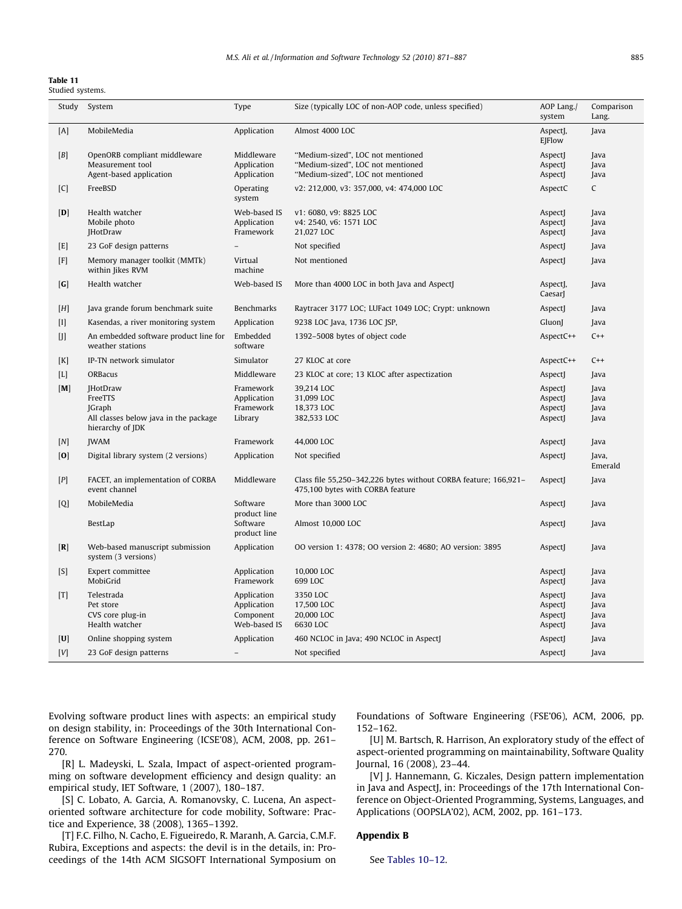**Table 11**
Studied systems.

| Study | System | Type | Size (typically LOC of non-AOP code, unless specified) | AOP Lang./system | Comparison Lang. |
|---|---|---|---|---|---|
| [A] | MobileMedia | Application | Almost 4000 LOC | AspectJ, EJFlow | Java |
| [*B*] | OpenORB compliant middleware<br>Measurement tool<br>Agent-based application | Middleware<br>Application<br>Application | "Medium-sized", LOC not mentioned<br>"Medium-sized", LOC not mentioned<br>"Medium-sized", LOC not mentioned | AspectJ<br>AspectJ<br>AspectJ | Java<br>Java<br>Java |
| [C] | FreeBSD | Operating system | v2: 212,000, v3: 357,000, v4: 474,000 LOC | AspectC | C |
| [**D**] | Health watcher<br>Mobile photo<br>JHotDraw | Web-based IS<br>Application<br>Framework | v1: 6080, v9: 8825 LOC<br>v4: 2540, v6: 1571 LOC<br>21,027 LOC | AspectJ<br>AspectJ<br>AspectJ | Java<br>Java<br>Java |
| [E] | 23 GoF design patterns | – | Not specified | AspectJ | Java |
| [F] | Memory manager toolkit (MMTk) within Jikes RVM | Virtual machine | Not mentioned | AspectJ | Java |
| [**G**] | Health watcher | Web-based IS | More than 4000 LOC in both Java and AspectJ | AspectJ, CaesarJ | Java |
| [*H*] | Java grande forum benchmark suite | Benchmarks | Raytracer 3177 LOC; LUFact 1049 LOC; Crypt: unknown | AspectJ | Java |
| [I] | Kasendas, a river monitoring system | Application | 9238 LOC Java, 1736 LOC JSP, | GluonJ | Java |
| [J] | An embedded software product line for weather stations | Embedded software | 1392–5008 bytes of object code | AspectC++ | C++ |
| [K] | IP-TN network simulator | Simulator | 27 KLOC at core | AspectC++ | C++ |
| [L] | ORBacus | Middleware | 23 KLOC at core; 13 KLOC after aspectization | AspectJ | Java |
| [**M**] | JHotDraw<br>FreeTTS<br>JGraph<br>All classes below java in the package hierarchy of JDK | Framework<br>Application<br>Framework<br>Library | 39,214 LOC<br>31,099 LOC<br>18,373 LOC<br>382,533 LOC | AspectJ<br>AspectJ<br>AspectJ<br>AspectJ | Java<br>Java<br>Java<br>Java |
| [*N*] | JWAM | Framework | 44,000 LOC | AspectJ | Java |
| [**O**] | Digital library system (2 versions) | Application | Not specified | AspectJ | Java, Emerald |
| [*P*] | FACET, an implementation of CORBA event channel | Middleware | Class file 55,250–342,226 bytes without CORBA feature; 166,921–475,100 bytes with CORBA feature | AspectJ | Java |
| [Q] | MobileMedia<br>BestLap | Software product line<br>Software product line | More than 3000 LOC<br>Almost 10,000 LOC | AspectJ<br>AspectJ | Java<br>Java |
| [**R**] | Web-based manuscript submission system (3 versions) | Application | OO version 1: 4378; OO version 2: 4680; AO version: 3895 | AspectJ | Java |
| [S] | Expert committee<br>MobiGrid | Application<br>Framework | 10,000 LOC<br>699 LOC | AspectJ<br>AspectJ | Java<br>Java |
| [T] | Telestrada<br>Pet store<br>CVS core plug-in<br>Health watcher | Application<br>Application<br>Component<br>Web-based IS | 3350 LOC<br>17,500 LOC<br>20,000 LOC<br>6630 LOC | AspectJ<br>AspectJ<br>AspectJ<br>AspectJ | Java<br>Java<br>Java<br>Java |
| [**U**] | Online shopping system | Application | 460 NCLOC in Java; 490 NCLOC in AspectJ | AspectJ | Java |
| [*V*] | 23 GoF design patterns | – | Not specified | AspectJ | Java |

Evolving software product lines with aspects: an empirical study on design stability, in: Proceedings of the 30th International Conference on Software Engineering (ICSE'08), ACM, 2008, pp. 261–270.

[R] L. Madeyski, L. Szala, Impact of aspect-oriented programming on software development efficiency and design quality: an empirical study, IET Software, 1 (2007), 180–187.

[S] C. Lobato, A. Garcia, A. Romanovsky, C. Lucena, An aspect-oriented software architecture for code mobility, Software: Practice and Experience, 38 (2008), 1365–1392.

[T] F.C. Filho, N. Cacho, E. Figueiredo, R. Maranh, A. Garcia, C.M.F. Rubira, Exceptions and aspects: the devil is in the details, in: Proceedings of the 14th ACM SIGSOFT International Symposium on Foundations of Software Engineering (FSE'06), ACM, 2006, pp. 152–162.

[U] M. Bartsch, R. Harrison, An exploratory study of the effect of aspect-oriented programming on maintainability, Software Quality Journal, 16 (2008), 23–44.

[V] J. Hannemann, G. Kiczales, Design pattern implementation in Java and AspectJ, in: Proceedings of the 17th International Conference on Object-Oriented Programming, Systems, Languages, and Applications (OOPSLA'02), ACM, 2002, pp. 161–173.

## Appendix B

See Tables 10–12.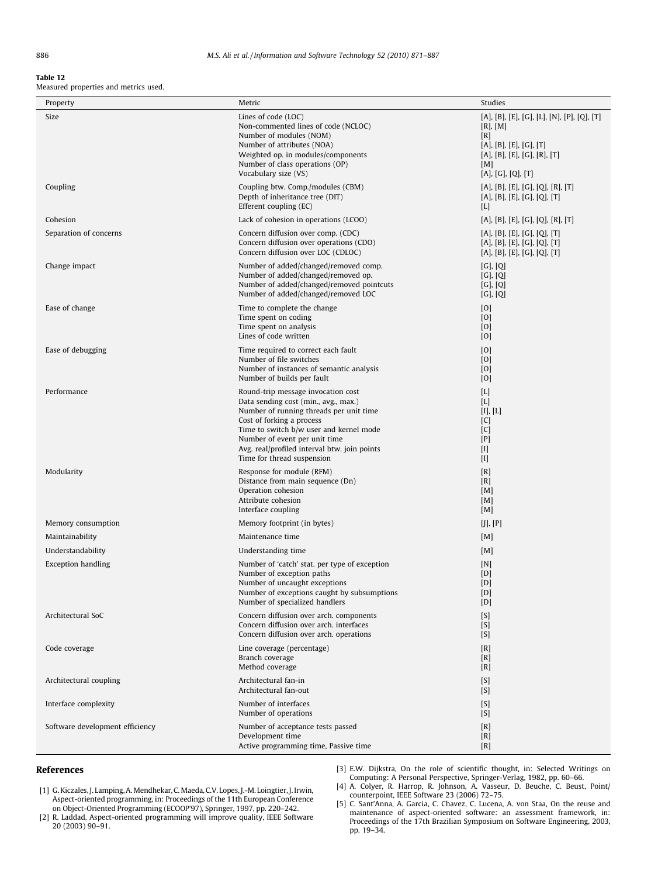**Table 12**
Measured properties and metrics used.

| Property | Metric | Studies |
|---|---|---|
| Size | Lines of code (LOC) | [A], [B], [E], [G], [L], [N], [P], [Q], [T] |
| | Non-commented lines of code (NCLOC) | [R], [M] |
| | Number of modules (NOM) | [R] |
| | Number of attributes (NOA) | [A], [B], [E], [G], [T] |
| | Weighted op. in modules/components | [A], [B], [E], [G], [R], [T] |
| | Number of class operations (OP) | [M] |
| | Vocabulary size (VS) | [A], [G], [Q], [T] |
| Coupling | Coupling btw. Comp./modules (CBM) | [A], [B], [E], [G], [Q], [R], [T] |
| | Depth of inheritance tree (DIT) | [A], [B], [E], [G], [Q], [T] |
| | Efferent coupling (EC) | [L] |
| Cohesion | Lack of cohesion in operations (LCOO) | [A], [B], [E], [G], [Q], [R], [T] |
| Separation of concerns | Concern diffusion over comp. (CDC) | [A], [B], [E], [G], [Q], [T] |
| | Concern diffusion over operations (CDO) | [A], [B], [E], [G], [Q], [T] |
| | Concern diffusion over LOC (CDLOC) | [A], [B], [E], [G], [Q], [T] |
| Change impact | Number of added/changed/removed comp. | [G], [Q] |
| | Number of added/changed/removed op. | [G], [Q] |
| | Number of added/changed/removed pointcuts | [G], [Q] |
| | Number of added/changed/removed LOC | [G], [Q] |
| Ease of change | Time to complete the change | [O] |
| | Time spent on coding | [O] |
| | Time spent on analysis | [O] |
| | Lines of code written | [O] |
| Ease of debugging | Time required to correct each fault | [O] |
| | Number of file switches | [O] |
| | Number of instances of semantic analysis | [O] |
| | Number of builds per fault | [O] |
| Performance | Round-trip message invocation cost | [L] |
| | Data sending cost (min., avg., max.) | [L] |
| | Number of running threads per unit time | [I], [L] |
| | Cost of forking a process | [C] |
| | Time to switch b/w user and kernel mode | [C] |
| | Number of event per unit time | [P] |
| | Avg. real/profiled interval btw. join points | [I] |
| | Time for thread suspension | [I] |
| Modularity | Response for module (RFM) | [R] |
| | Distance from main sequence (Dn) | [R] |
| | Operation cohesion | [M] |
| | Attribute cohesion | [M] |
| | Interface coupling | [M] |
| Memory consumption | Memory footprint (in bytes) | [J], [P] |
| Maintainability | Maintenance time | [M] |
| Understandability | Understanding time | [M] |
| Exception handling | Number of 'catch' stat. per type of exception | [N] |
| | Number of exception paths | [D] |
| | Number of uncaught exceptions | [D] |
| | Number of exceptions caught by subsumptions | [D] |
| | Number of specialized handlers | [D] |
| Architectural SoC | Concern diffusion over arch. components | [S] |
| | Concern diffusion over arch. interfaces | [S] |
| | Concern diffusion over arch. operations | [S] |
| Code coverage | Line coverage (percentage) | [R] |
| | Branch coverage | [R] |
| | Method coverage | [R] |
| Architectural coupling | Architectural fan-in | [S] |
| | Architectural fan-out | [S] |
| Interface complexity | Number of interfaces | [S] |
| | Number of operations | [S] |
| Software development efficiency | Number of acceptance tests passed | [R] |
| | Development time | [R] |
| | Active programming time, Passive time | [R] |

## References

[1] G. Kiczales, J. Lamping, A. Mendhekar, C. Maeda, C.V. Lopes, J.-M. Loingtier, J. Irwin, Aspect-oriented programming, in: Proceedings of the 11th European Conference on Object-Oriented Programming (ECOOP'97), Springer, 1997, pp. 220–242.

[2] R. Laddad, Aspect-oriented programming will improve quality, IEEE Software 20 (2003) 90–91.

[3] E.W. Dijkstra, On the role of scientific thought, in: Selected Writings on Computing: A Personal Perspective, Springer-Verlag, 1982, pp. 60–66.

[4] A. Colyer, R. Harrop, R. Johnson, A. Vasseur, D. Beuche, C. Beust, Point/counterpoint, IEEE Software 23 (2006) 72–75.

[5] C. Sant'Anna, A. Garcia, C. Chavez, C. Lucena, A. von Staa, On the reuse and maintenance of aspect-oriented software: an assessment framework, in: Proceedings of the 17th Brazilian Symposium on Software Engineering, 2003, pp. 19–34.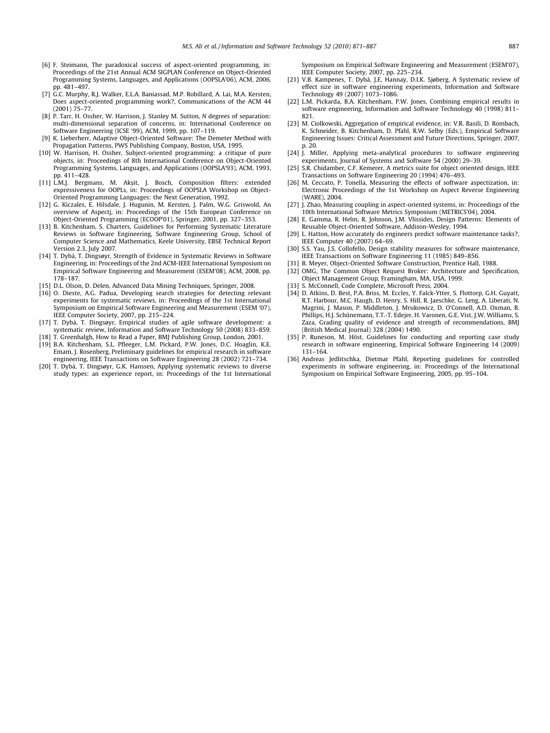[6] F. Steimann, The paradoxical success of aspect-oriented programming, in: Proceedings of the 21st Annual ACM SIGPLAN Conference on Object-Oriented Programming Systems, Languages, and Applications (OOPSLA'06), ACM, 2006, pp. 481–497.

[7] G.C. Murphy, R.J. Walker, E.L.A. Baniassad, M.P. Robillard, A. Lai, M.A. Kersten, Does aspect-oriented programming work?, Communications of the ACM 44 (2001) 75–77.

[8] P. Tarr, H. Ossher, W. Harrison, J. Stanley M. Sutton, *N* degrees of separation: multi-dimensional separation of concerns, in: International Conference on Software Engineering (ICSE '99), ACM, 1999, pp. 107–119.

[9] K. Lieberherr, Adaptive Object-Oriented Software: The Demeter Method with Propagation Patterns, PWS Publishing Company, Boston, USA, 1995.

[10] W. Harrison, H. Ossher, Subject-oriented programming: a critique of pure objects, in: Proceedings of 8th International Conference on Object-Oriented Programming Systems, Languages, and Applications (OOPSLA'93), ACM, 1993, pp. 411–428.

[11] L.M.J. Bergmans, M. Akşit, J. Bosch, Composition filters: extended expressiveness for OOPLs, in: Proceedings of OOPSLA Workshop on Object-Oriented Programming Languages: the Next Generation, 1992.

[12] G. Kiczales, E. Hilsdale, J. Hugunin, M. Kersten, J. Palm, W.G. Griswold, An overview of Aspectj, in: Proceedings of the 15th European Conference on Object-Oriented Programming (ECOOP'01), Springer, 2001, pp. 327–353.

[13] B. Kitchenham, S. Charters, Guidelines for Performing Systematic Literature Reviews in Software Engineering, Software Engineering Group, School of Computer Science and Mathematics, Keele University, EBSE Technical Report Version 2.3, July 2007.

[14] T. Dybå, T. Dingsøyr, Strength of Evidence in Systematic Reviews in Software Engineering, in: Proceedings of the 2nd ACM-IEEE International Symposium on Empirical Software Engineering and Measurement (ESEM'08), ACM, 2008, pp. 178–187.

[15] D.L. Olson, D. Delen, Advanced Data Mining Techniques, Springer, 2008.

[16] O. Dieste, A.G. Padua, Developing search strategies for detecting relevant experiments for systematic reviews, in: Proceedings of the 1st International Symposium on Empirical Software Engineering and Measurement (ESEM '07), IEEE Computer Society, 2007, pp. 215–224.

[17] T. Dybå, T. Dingsøyr, Empirical studies of agile software development: a systematic review, Information and Software Technology 50 (2008) 833–859.

[18] T. Greenhalgh, How to Read a Paper, BMJ Publishing Group, London, 2001.

[19] B.A. Kitchenham, S.L. Pfleeger, L.M. Pickard, P.W. Jones, D.C. Hoaglin, K.E. Emam, J. Rosenberg, Preliminary guidelines for empirical research in software engineering, IEEE Transactions on Software Engineering 28 (2002) 721–734.

[20] T. Dybå, T. Dingsøyr, G.K. Hanssen, Applying systematic reviews to diverse study types: an experience report, in: Proceedings of the 1st International Symposium on Empirical Software Engineering and Measurement (ESEM'07), IEEE Computer Society, 2007, pp. 225–234.

[21] V.B. Kampenes, T. Dybå, J.E. Hannay, D.I.K. Sjøberg, A Systematic review of effect size in software engineering experiments, Information and Software Technology 49 (2007) 1073–1086.

[22] L.M. Pickarda, B.A. Kitchenham, P.W. Jones, Combining empirical results in software engineering, Information and Software Technology 40 (1998) 811–821.

[23] M. Ciolkowski, Aggregation of empirical evidence, in: V.R. Basili, D. Rombach, K. Schneider, B. Kitchenham, D. Pfahl, R.W. Selby (Eds.), Empirical Software Engineering Issues: Critical Assessment and Future Directions, Springer, 2007, p. 20.

[24] J. Miller, Applying meta-analytical procedures to software engineering experiments, Journal of Systems and Software 54 (2000) 29–39.

[25] S.R. Chidamber, C.F. Kemerer, A metrics suite for object oriented design, IEEE Transactions on Software Engineering 20 (1994) 476–493.

[26] M. Ceccato, P. Tonella, Measuring the effects of software aspectization, in: Electronic Proceedings of the 1st Workshop on Aspect Reverse Engineering (WARE), 2004.

[27] J. Zhao, Measuring coupling in aspect-oriented systems, in: Proceedings of the 10th International Software Metrics Symposium (METRICS'04), 2004.

[28] E. Gamma, R. Helm, R. Johnson, J.M. Vlissides, Design Patterns: Elements of Reusable Object-Oriented Software, Addison-Wesley, 1994.

[29] L. Hatton, How accurately do engineers predict software maintenance tasks?, IEEE Computer 40 (2007) 64–69.

[30] S.S. Yau, J.S. Collofello, Design stability measures for software maintenance, IEEE Transactions on Software Engineering 11 (1985) 849–856.

[31] B. Meyer, Object-Oriented Software Construction, Prentice Hall, 1988.

[32] OMG, The Common Object Request Broker: Architecture and Specification, Object Management Group, Framingham, MA, USA, 1999.

[33] S. McConnell, Code Complete, Microsoft Press, 2004.

[34] D. Atkins, D. Best, P.A. Briss, M. Eccles, Y. Falck-Ytter, S. Flottorp, G.H. Guyatt, R.T. Harbour, M.C. Haugh, D. Henry, S. Hill, R. Jaeschke, G. Leng, A. Liberati, N. Magrini, J. Mason, P. Middleton, J. Mrukowicz, D. O'Connell, A.D. Oxman, B. Phillips, H.J. Schünemann, T.T.-T. Edejer, H. Varonen, G.E. Vist, J.W. Williams, S. Zaza, Grading quality of evidence and strength of recommendations, BMJ (British Medical Journal) 328 (2004) 1490.

[35] P. Runeson, M. Höst, Guidelines for conducting and reporting case study research in software engineering, Empirical Software Engineering 14 (2009) 131–164.

[36] Andreas Jedlitschka, Dietmar Pfahl, Reporting guidelines for controlled experiments in software engineering, in: Proceedings of the International Symposium on Empirical Software Engineering, 2005, pp. 95–104.